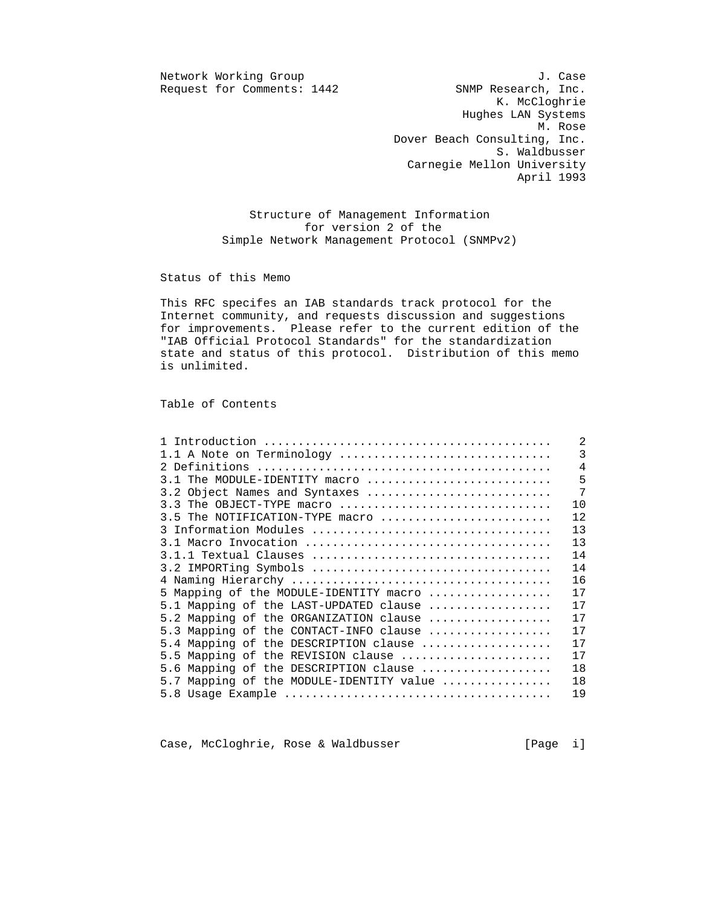Network Working Group J. Case
Request for Comments: 1442 SNMP Research, Inc.
K. McCloghrie
Hughes LAN Systems
M. Rose
Dover Beach Consulting, Inc.
S. Waldbusser
Carnegie Mellon University
April 1993

# Structure of Management Information for version 2 of the Simple Network Management Protocol (SNMPv2)

## Status of this Memo

This RFC specifes an IAB standards track protocol for the Internet community, and requests discussion and suggestions for improvements. Please refer to the current edition of the "IAB Official Protocol Standards" for the standardization state and status of this protocol. Distribution of this memo is unlimited.

## Table of Contents

```
1 Introduction ..........................................    2
1.1 A Note on Terminology ...............................    3
2 Definitions ...........................................    4
3.1 The MODULE-IDENTITY macro ...........................    5
3.2 Object Names and Syntaxes ...........................    7
3.3 The OBJECT-TYPE macro ...............................   10
3.5 The NOTIFICATION-TYPE macro .........................   12
3 Information Modules ...................................   13
3.1 Macro Invocation ....................................   13
3.1.1 Textual Clauses ...................................   14
3.2 IMPORTing Symbols ...................................   14
4 Naming Hierarchy ......................................   16
5 Mapping of the MODULE-IDENTITY macro ..................   17
5.1 Mapping of the LAST-UPDATED clause ..................   17
5.2 Mapping of the ORGANIZATION clause ..................   17
5.3 Mapping of the CONTACT-INFO clause ..................   17
5.4 Mapping of the DESCRIPTION clause ...................   17
5.5 Mapping of the REVISION clause ......................   17
5.6 Mapping of the DESCRIPTION clause ...................   18
5.7 Mapping of the MODULE-IDENTITY value ................   18
5.8 Usage Example .......................................   19
```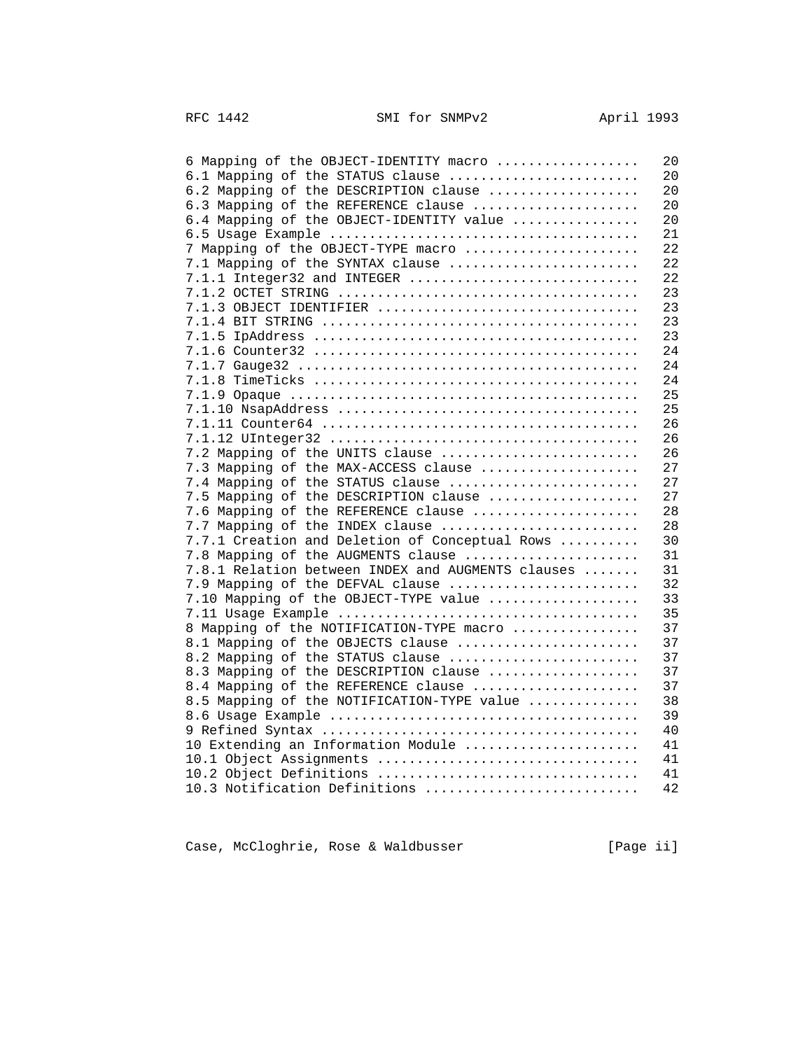```
6 Mapping of the OBJECT-IDENTITY macro ..................   20
6.1 Mapping of the STATUS clause ........................   20
6.2 Mapping of the DESCRIPTION clause ...................   20
6.3 Mapping of the REFERENCE clause .....................   20
6.4 Mapping of the OBJECT-IDENTITY value ................   20
6.5 Usage Example .......................................   21
7 Mapping of the OBJECT-TYPE macro ......................   22
7.1 Mapping of the SYNTAX clause ........................   22
7.1.1 Integer32 and INTEGER .............................   22
7.1.2 OCTET STRING ......................................   23
7.1.3 OBJECT IDENTIFIER .................................   23
7.1.4 BIT STRING ........................................   23
7.1.5 IpAddress .........................................   23
7.1.6 Counter32 .........................................   24
7.1.7 Gauge32 ...........................................   24
7.1.8 TimeTicks .........................................   24
7.1.9 Opaque ............................................   25
7.1.10 NsapAddress ......................................   25
7.1.11 Counter64 ........................................   26
7.1.12 UInteger32 .......................................   26
7.2 Mapping of the UNITS clause .........................   26
7.3 Mapping of the MAX-ACCESS clause ....................   27
7.4 Mapping of the STATUS clause ........................   27
7.5 Mapping of the DESCRIPTION clause ...................   27
7.6 Mapping of the REFERENCE clause .....................   28
7.7 Mapping of the INDEX clause .........................   28
7.7.1 Creation and Deletion of Conceptual Rows ..........   30
7.8 Mapping of the AUGMENTS clause ......................   31
7.8.1 Relation between INDEX and AUGMENTS clauses .......   31
7.9 Mapping of the DEFVAL clause ........................   32
7.10 Mapping of the OBJECT-TYPE value ...................   33
7.11 Usage Example ......................................   35
8 Mapping of the NOTIFICATION-TYPE macro ................   37
8.1 Mapping of the OBJECTS clause .......................   37
8.2 Mapping of the STATUS clause ........................   37
8.3 Mapping of the DESCRIPTION clause ...................   37
8.4 Mapping of the REFERENCE clause .....................   37
8.5 Mapping of the NOTIFICATION-TYPE value ..............   38
8.6 Usage Example .......................................   39
9 Refined Syntax ........................................   40
10 Extending an Information Module ......................   41
10.1 Object Assignments .................................   41
10.2 Object Definitions .................................   41
10.3 Notification Definitions ...........................   42
```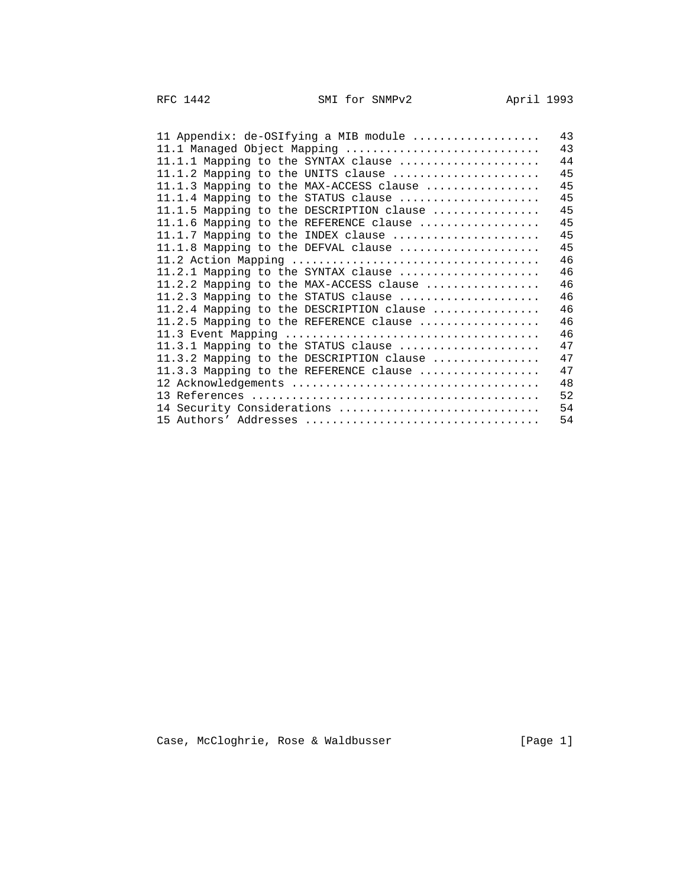```
11 Appendix: de-OSIfying a MIB module ..................   43
11.1 Managed Object Mapping ............................   43
11.1.1 Mapping to the SYNTAX clause ....................   44
11.1.2 Mapping to the UNITS clause .....................   45
11.1.3 Mapping to the MAX-ACCESS clause ................   45
11.1.4 Mapping to the STATUS clause ....................   45
11.1.5 Mapping to the DESCRIPTION clause ...............   45
11.1.6 Mapping to the REFERENCE clause .................   45
11.1.7 Mapping to the INDEX clause .....................   45
11.1.8 Mapping to the DEFVAL clause ....................   45
11.2 Action Mapping ....................................   46
11.2.1 Mapping to the SYNTAX clause ....................   46
11.2.2 Mapping to the MAX-ACCESS clause ................   46
11.2.3 Mapping to the STATUS clause ....................   46
11.2.4 Mapping to the DESCRIPTION clause ...............   46
11.2.5 Mapping to the REFERENCE clause .................   46
11.3 Event Mapping .....................................   46
11.3.1 Mapping to the STATUS clause ....................   47
11.3.2 Mapping to the DESCRIPTION clause ...............   47
11.3.3 Mapping to the REFERENCE clause .................   47
12 Acknowledgements ....................................   48
13 References ..........................................   52
14 Security Considerations .............................   54
15 Authors' Addresses ..................................   54
```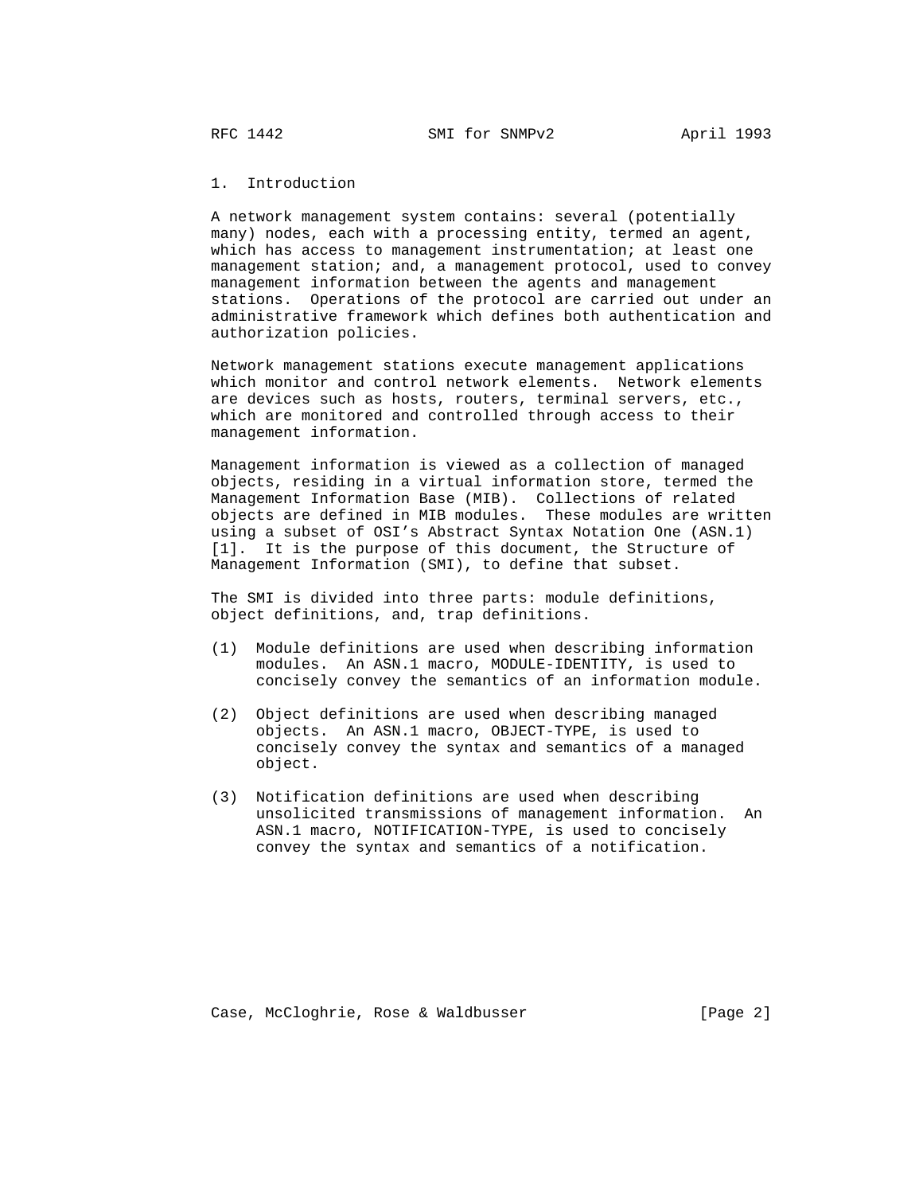## 1. Introduction

A network management system contains: several (potentially many) nodes, each with a processing entity, termed an agent, which has access to management instrumentation; at least one management station; and, a management protocol, used to convey management information between the agents and management stations. Operations of the protocol are carried out under an administrative framework which defines both authentication and authorization policies.

Network management stations execute management applications which monitor and control network elements. Network elements are devices such as hosts, routers, terminal servers, etc., which are monitored and controlled through access to their management information.

Management information is viewed as a collection of managed objects, residing in a virtual information store, termed the Management Information Base (MIB). Collections of related objects are defined in MIB modules. These modules are written using a subset of OSI's Abstract Syntax Notation One (ASN.1) [1]. It is the purpose of this document, the Structure of Management Information (SMI), to define that subset.

The SMI is divided into three parts: module definitions, object definitions, and, trap definitions.

(1) Module definitions are used when describing information modules. An ASN.1 macro, MODULE-IDENTITY, is used to concisely convey the semantics of an information module.

(2) Object definitions are used when describing managed objects. An ASN.1 macro, OBJECT-TYPE, is used to concisely convey the syntax and semantics of a managed object.

(3) Notification definitions are used when describing unsolicited transmissions of management information. An ASN.1 macro, NOTIFICATION-TYPE, is used to concisely convey the syntax and semantics of a notification.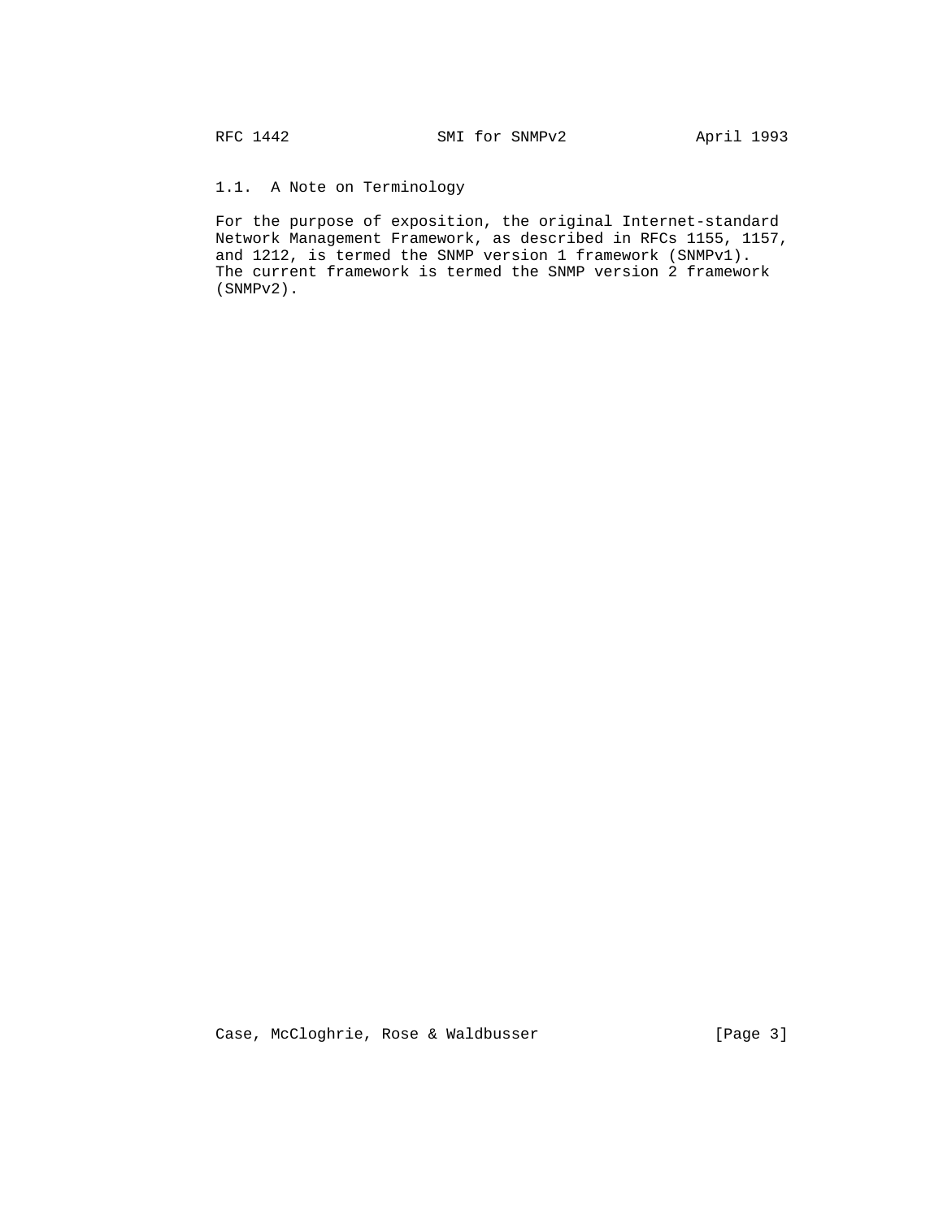### 1.1. A Note on Terminology

For the purpose of exposition, the original Internet-standard Network Management Framework, as described in RFCs 1155, 1157, and 1212, is termed the SNMP version 1 framework (SNMPv1). The current framework is termed the SNMP version 2 framework (SNMPv2).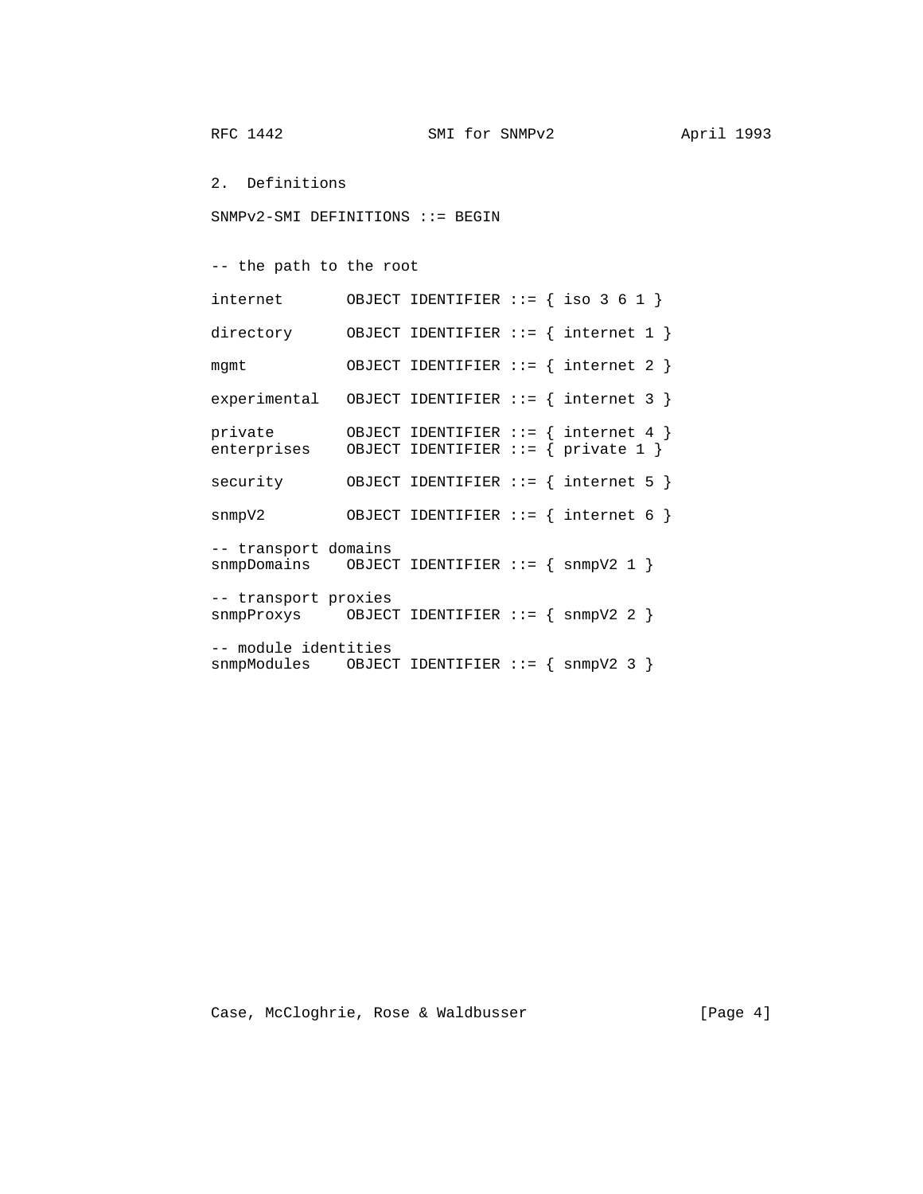## 2. Definitions

```
SNMPv2-SMI DEFINITIONS ::= BEGIN


-- the path to the root

internet       OBJECT IDENTIFIER ::= { iso 3 6 1 }

directory      OBJECT IDENTIFIER ::= { internet 1 }

mgmt           OBJECT IDENTIFIER ::= { internet 2 }

experimental   OBJECT IDENTIFIER ::= { internet 3 }

private        OBJECT IDENTIFIER ::= { internet 4 }
enterprises    OBJECT IDENTIFIER ::= { private 1 }

security       OBJECT IDENTIFIER ::= { internet 5 }

snmpV2         OBJECT IDENTIFIER ::= { internet 6 }

-- transport domains
snmpDomains    OBJECT IDENTIFIER ::= { snmpV2 1 }

-- transport proxies
snmpProxys     OBJECT IDENTIFIER ::= { snmpV2 2 }

-- module identities
snmpModules    OBJECT IDENTIFIER ::= { snmpV2 3 }
```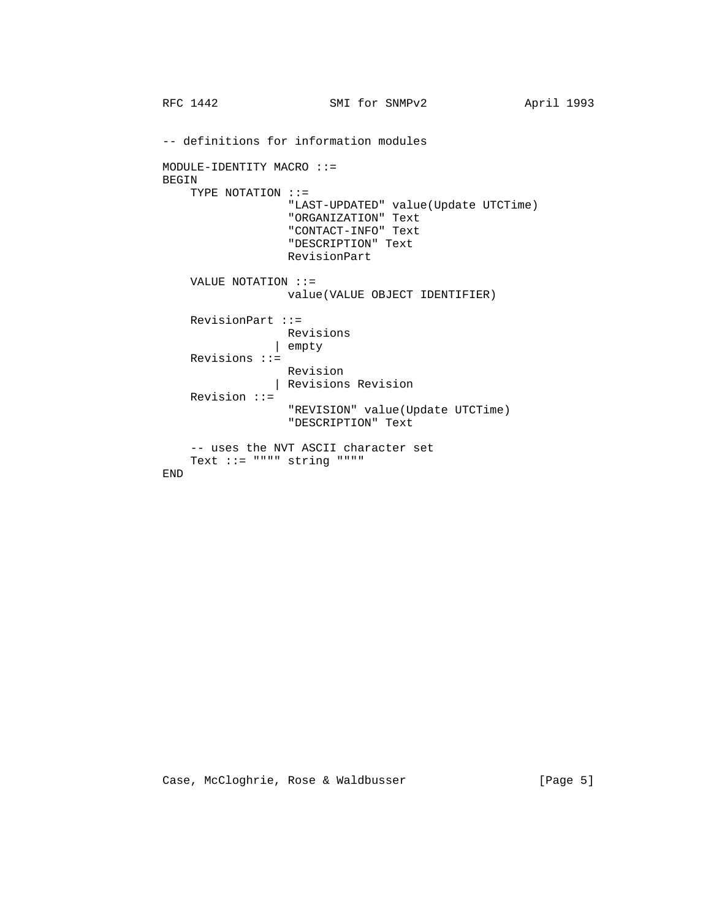```
-- definitions for information modules

MODULE-IDENTITY MACRO ::=
BEGIN
    TYPE NOTATION ::=
                  "LAST-UPDATED" value(Update UTCTime)
                  "ORGANIZATION" Text
                  "CONTACT-INFO" Text
                  "DESCRIPTION" Text
                  RevisionPart

    VALUE NOTATION ::=
                  value(VALUE OBJECT IDENTIFIER)

    RevisionPart ::=
                  Revisions
                | empty
    Revisions ::=
                  Revision
                | Revisions Revision
    Revision ::=
                  "REVISION" value(Update UTCTime)
                  "DESCRIPTION" Text

    -- uses the NVT ASCII character set
    Text ::= """" string """"
END
```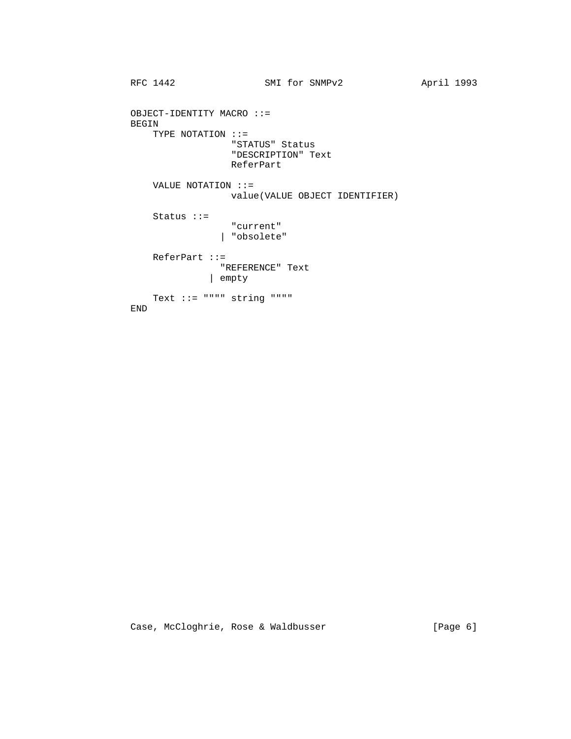```
OBJECT-IDENTITY MACRO ::=
BEGIN
    TYPE NOTATION ::=
                  "STATUS" Status
                  "DESCRIPTION" Text
                  ReferPart

    VALUE NOTATION ::=
                  value(VALUE OBJECT IDENTIFIER)

    Status ::=
                  "current"
                | "obsolete"

    ReferPart ::=
                "REFERENCE" Text
              | empty

    Text ::= """" string """"
END
```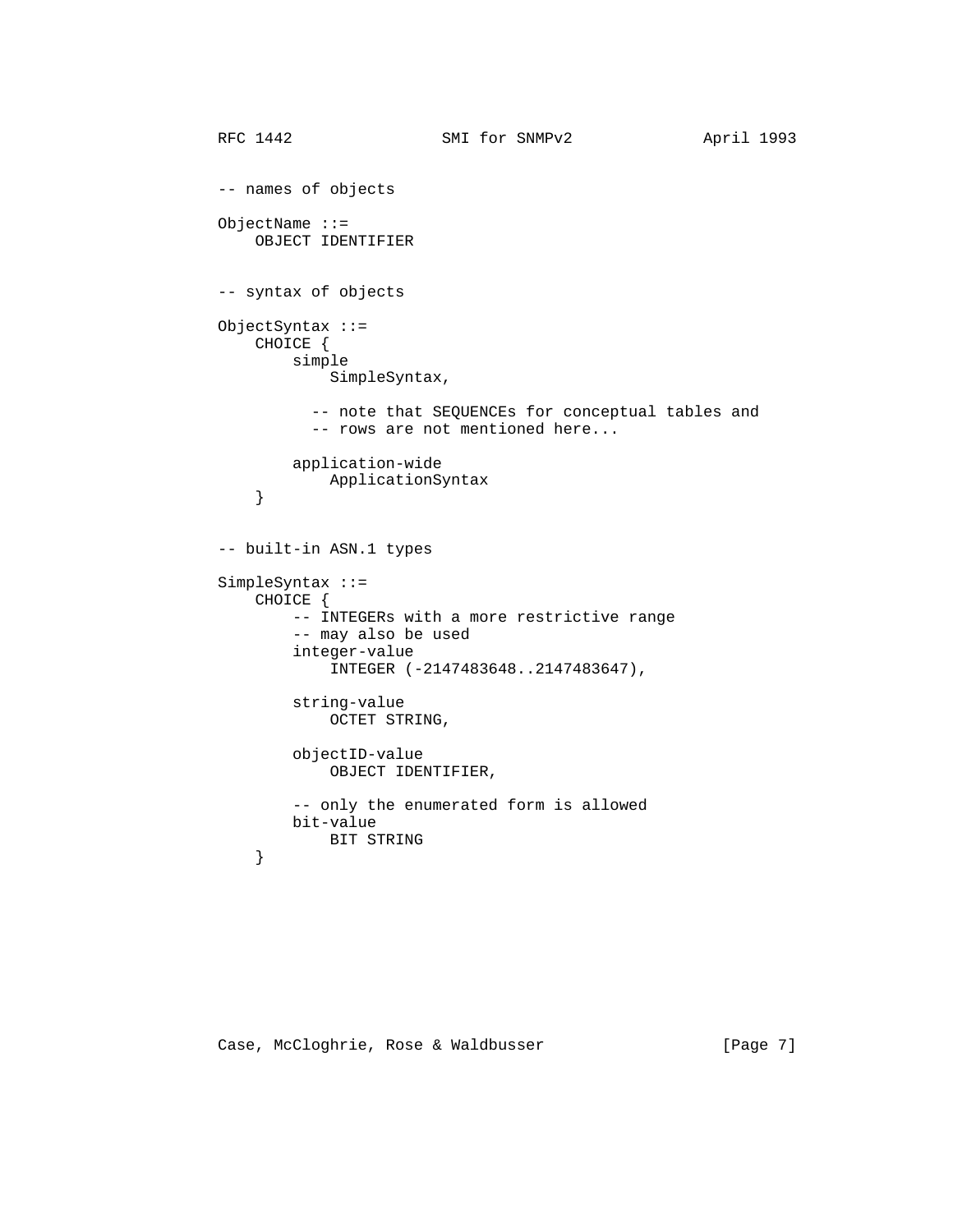```
-- names of objects

ObjectName ::=
    OBJECT IDENTIFIER


-- syntax of objects

ObjectSyntax ::=
    CHOICE {
        simple
            SimpleSyntax,

          -- note that SEQUENCEs for conceptual tables and
          -- rows are not mentioned here...

        application-wide
            ApplicationSyntax
    }


-- built-in ASN.1 types

SimpleSyntax ::=
    CHOICE {
        -- INTEGERs with a more restrictive range
        -- may also be used
        integer-value
            INTEGER (-2147483648..2147483647),

        string-value
            OCTET STRING,

        objectID-value
            OBJECT IDENTIFIER,

        -- only the enumerated form is allowed
        bit-value
            BIT STRING
    }
```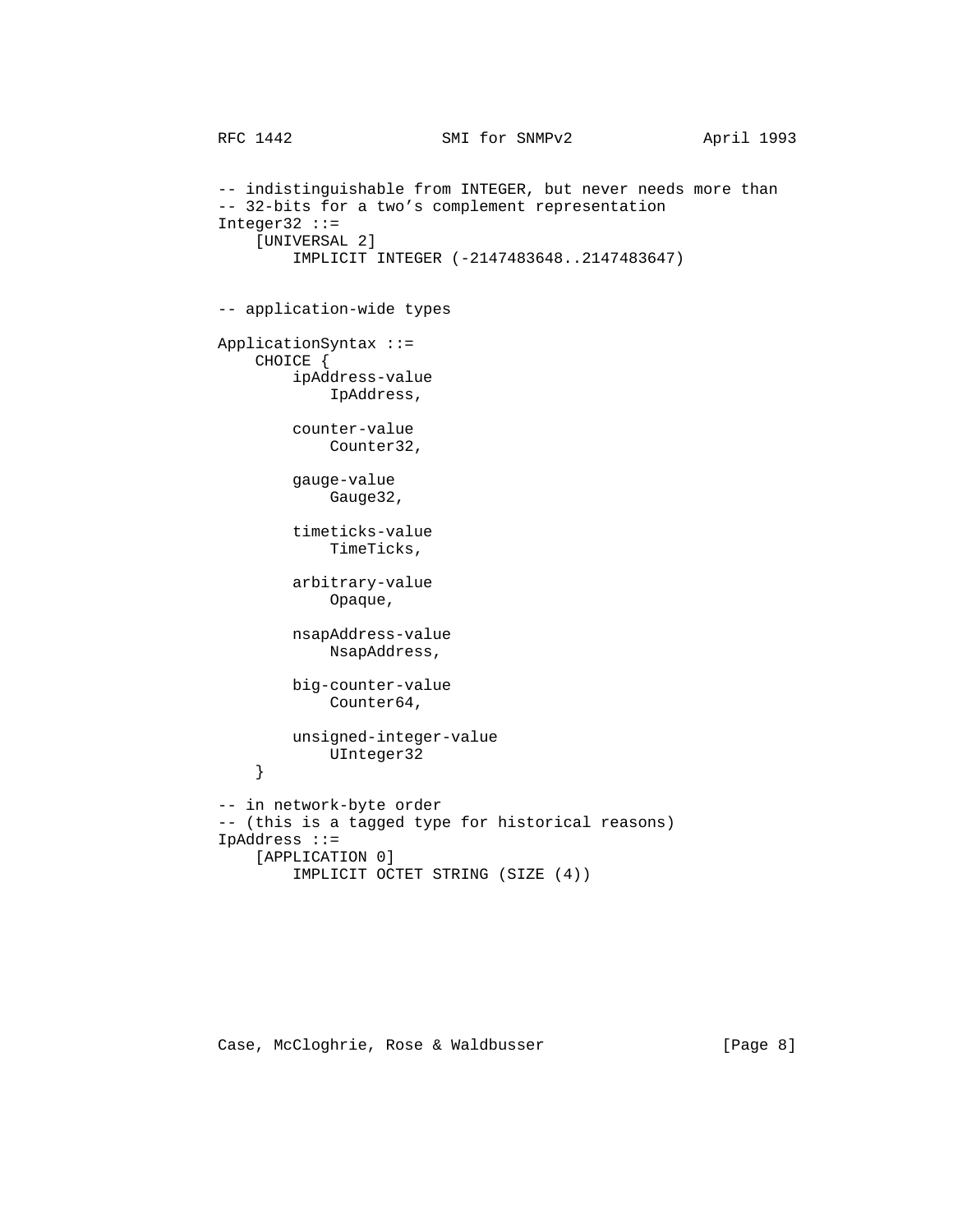```
-- indistinguishable from INTEGER, but never needs more than
-- 32-bits for a two's complement representation
Integer32 ::=
    [UNIVERSAL 2]
        IMPLICIT INTEGER (-2147483648..2147483647)


-- application-wide types

ApplicationSyntax ::=
    CHOICE {
        ipAddress-value
            IpAddress,

        counter-value
            Counter32,

        gauge-value
            Gauge32,

        timeticks-value
            TimeTicks,

        arbitrary-value
            Opaque,

        nsapAddress-value
            NsapAddress,

        big-counter-value
            Counter64,

        unsigned-integer-value
            UInteger32
    }

-- in network-byte order
-- (this is a tagged type for historical reasons)
IpAddress ::=
    [APPLICATION 0]
        IMPLICIT OCTET STRING (SIZE (4))
```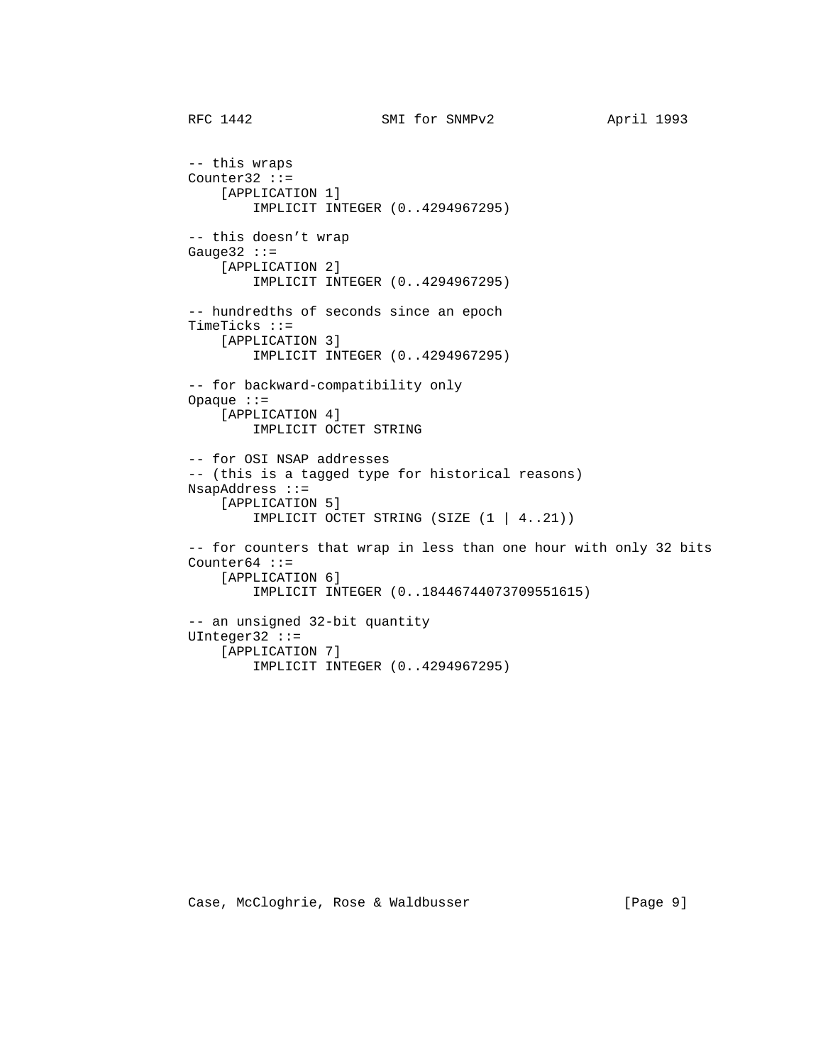```
-- this wraps
Counter32 ::=
    [APPLICATION 1]
        IMPLICIT INTEGER (0..4294967295)

-- this doesn't wrap
Gauge32 ::=
    [APPLICATION 2]
        IMPLICIT INTEGER (0..4294967295)

-- hundredths of seconds since an epoch
TimeTicks ::=
    [APPLICATION 3]
        IMPLICIT INTEGER (0..4294967295)

-- for backward-compatibility only
Opaque ::=
    [APPLICATION 4]
        IMPLICIT OCTET STRING

-- for OSI NSAP addresses
-- (this is a tagged type for historical reasons)
NsapAddress ::=
    [APPLICATION 5]
        IMPLICIT OCTET STRING (SIZE (1 | 4..21))

-- for counters that wrap in less than one hour with only 32 bits
Counter64 ::=
    [APPLICATION 6]
        IMPLICIT INTEGER (0..18446744073709551615)

-- an unsigned 32-bit quantity
UInteger32 ::=
    [APPLICATION 7]
        IMPLICIT INTEGER (0..4294967295)
```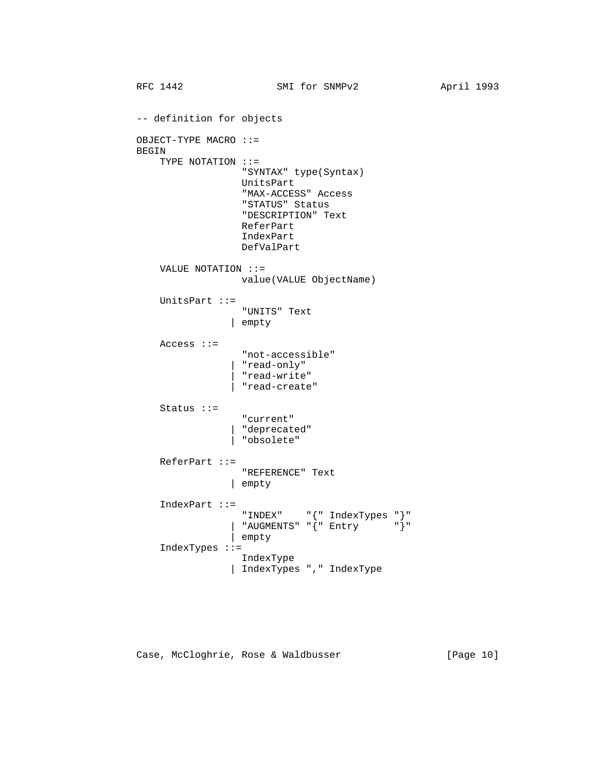```
-- definition for objects

OBJECT-TYPE MACRO ::=
BEGIN
    TYPE NOTATION ::=
                  "SYNTAX" type(Syntax)
                  UnitsPart
                  "MAX-ACCESS" Access
                  "STATUS" Status
                  "DESCRIPTION" Text
                  ReferPart
                  IndexPart
                  DefValPart

    VALUE NOTATION ::=
                  value(VALUE ObjectName)

    UnitsPart ::=
                  "UNITS" Text
                | empty

    Access ::=
                  "not-accessible"
                | "read-only"
                | "read-write"
                | "read-create"

    Status ::=
                  "current"
                | "deprecated"
                | "obsolete"

    ReferPart ::=
                  "REFERENCE" Text
                | empty

    IndexPart ::=
                  "INDEX"    "{" IndexTypes "}"
                | "AUGMENTS" "{" Entry      "}"
                | empty
    IndexTypes ::=
                  IndexType
                | IndexTypes "," IndexType
```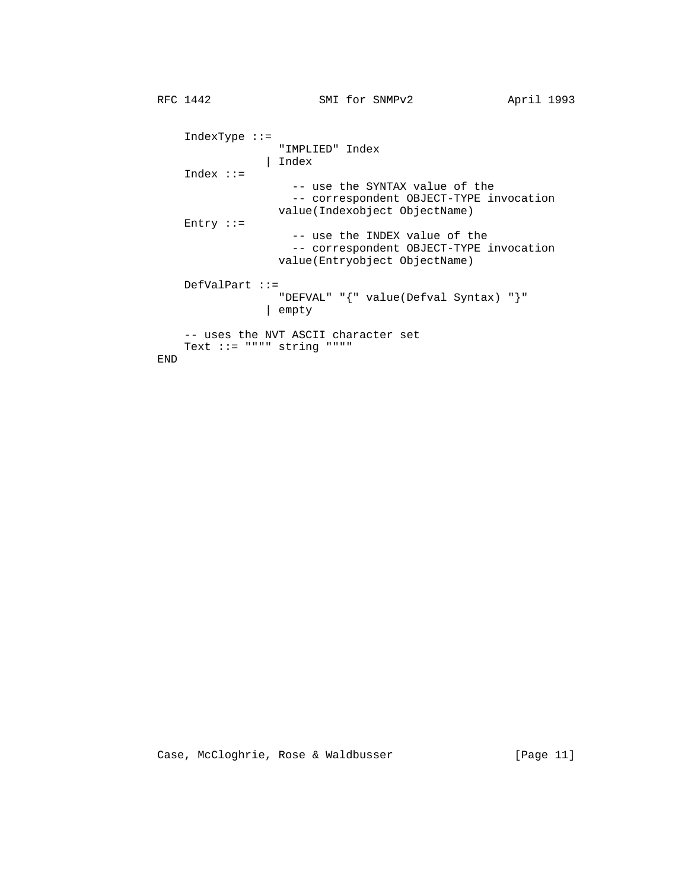```
    IndexType ::=
                  "IMPLIED" Index
                | Index
    Index ::=
                    -- use the SYNTAX value of the
                    -- correspondent OBJECT-TYPE invocation
                  value(Indexobject ObjectName)
    Entry ::=
                    -- use the INDEX value of the
                    -- correspondent OBJECT-TYPE invocation
                  value(Entryobject ObjectName)

    DefValPart ::=
                  "DEFVAL" "{" value(Defval Syntax) "}"
                | empty

    -- uses the NVT ASCII character set
    Text ::= """" string """"
END
```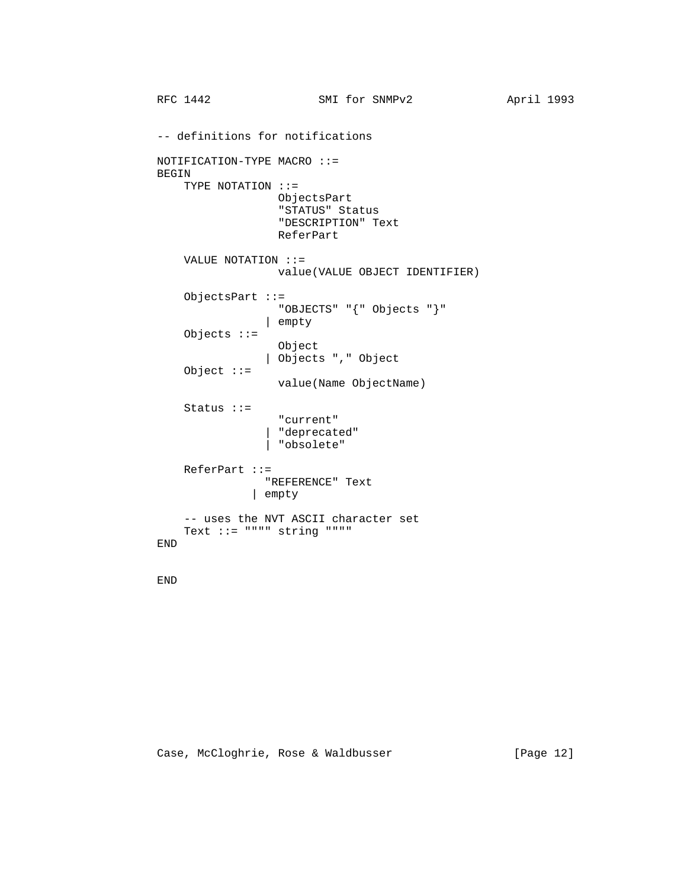```
-- definitions for notifications

NOTIFICATION-TYPE MACRO ::=
BEGIN
    TYPE NOTATION ::=
                  ObjectsPart
                  "STATUS" Status
                  "DESCRIPTION" Text
                  ReferPart

    VALUE NOTATION ::=
                  value(VALUE OBJECT IDENTIFIER)

    ObjectsPart ::=
                  "OBJECTS" "{" Objects "}"
                | empty
    Objects ::=
                  Object
                | Objects "," Object
    Object ::=
                  value(Name ObjectName)

    Status ::=
                  "current"
                | "deprecated"
                | "obsolete"

    ReferPart ::=
                "REFERENCE" Text
              | empty

    -- uses the NVT ASCII character set
    Text ::= """" string """"
END

END
```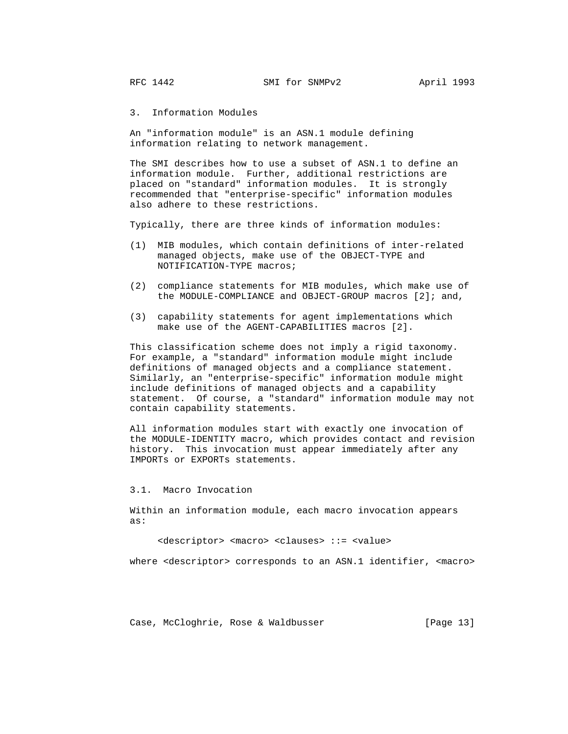## 3. Information Modules

An "information module" is an ASN.1 module defining information relating to network management.

The SMI describes how to use a subset of ASN.1 to define an information module. Further, additional restrictions are placed on "standard" information modules. It is strongly recommended that "enterprise-specific" information modules also adhere to these restrictions.

Typically, there are three kinds of information modules:

(1) MIB modules, which contain definitions of inter-related managed objects, make use of the OBJECT-TYPE and NOTIFICATION-TYPE macros;

(2) compliance statements for MIB modules, which make use of the MODULE-COMPLIANCE and OBJECT-GROUP macros [2]; and,

(3) capability statements for agent implementations which make use of the AGENT-CAPABILITIES macros [2].

This classification scheme does not imply a rigid taxonomy. For example, a "standard" information module might include definitions of managed objects and a compliance statement. Similarly, an "enterprise-specific" information module might include definitions of managed objects and a capability statement. Of course, a "standard" information module may not contain capability statements.

All information modules start with exactly one invocation of the MODULE-IDENTITY macro, which provides contact and revision history. This invocation must appear immediately after any IMPORTs or EXPORTs statements.

### 3.1. Macro Invocation

Within an information module, each macro invocation appears as:

```
<descriptor> <macro> <clauses> ::= <value>
```

where <descriptor> corresponds to an ASN.1 identifier, <macro>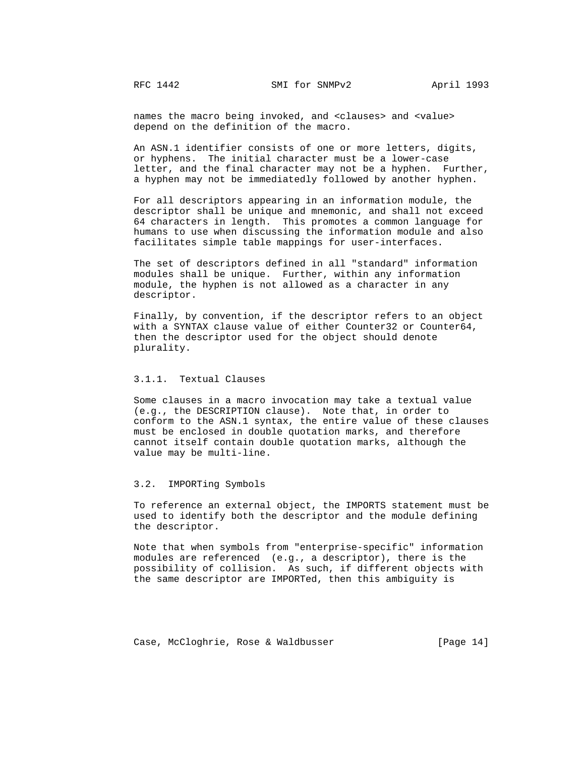names the macro being invoked, and <clauses> and <value> depend on the definition of the macro.

An ASN.1 identifier consists of one or more letters, digits, or hyphens. The initial character must be a lower-case letter, and the final character may not be a hyphen. Further, a hyphen may not be immediatedly followed by another hyphen.

For all descriptors appearing in an information module, the descriptor shall be unique and mnemonic, and shall not exceed 64 characters in length. This promotes a common language for humans to use when discussing the information module and also facilitates simple table mappings for user-interfaces.

The set of descriptors defined in all "standard" information modules shall be unique. Further, within any information module, the hyphen is not allowed as a character in any descriptor.

Finally, by convention, if the descriptor refers to an object with a SYNTAX clause value of either Counter32 or Counter64, then the descriptor used for the object should denote plurality.

### 3.1.1. Textual Clauses

Some clauses in a macro invocation may take a textual value (e.g., the DESCRIPTION clause). Note that, in order to conform to the ASN.1 syntax, the entire value of these clauses must be enclosed in double quotation marks, and therefore cannot itself contain double quotation marks, although the value may be multi-line.

## 3.2. IMPORTing Symbols

To reference an external object, the IMPORTS statement must be used to identify both the descriptor and the module defining the descriptor.

Note that when symbols from "enterprise-specific" information modules are referenced (e.g., a descriptor), there is the possibility of collision. As such, if different objects with the same descriptor are IMPORTed, then this ambiguity is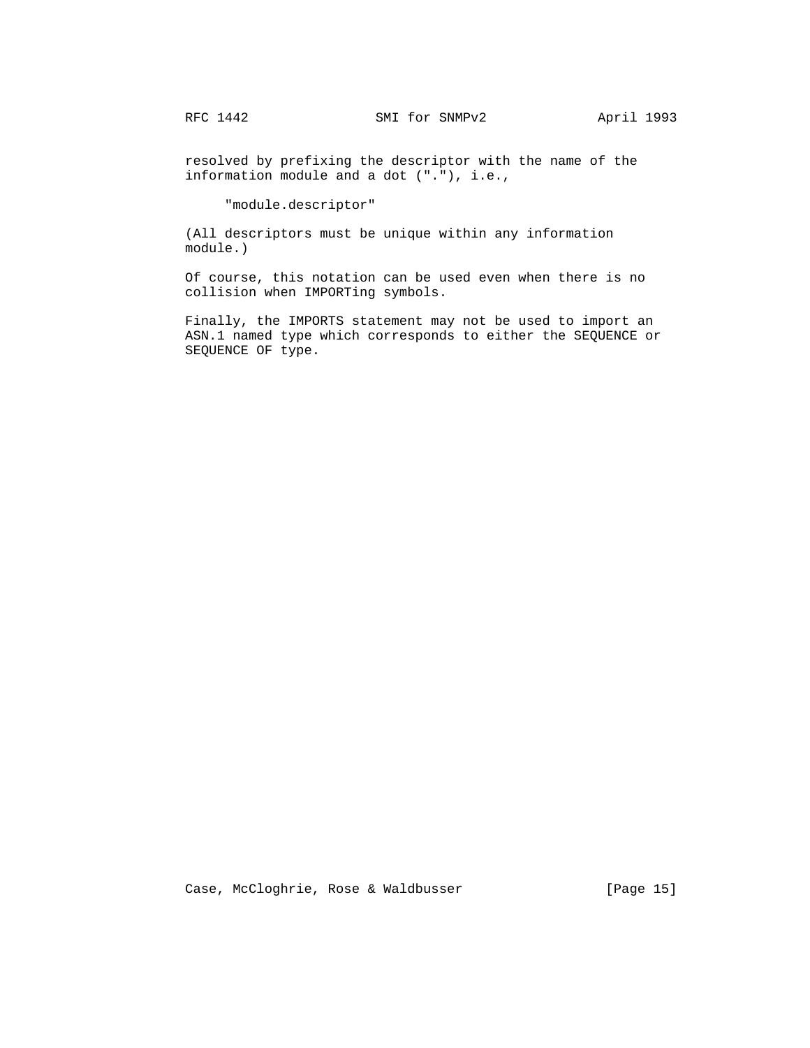resolved by prefixing the descriptor with the name of the information module and a dot ("."), i.e.,

     "module.descriptor"

(All descriptors must be unique within any information module.)

Of course, this notation can be used even when there is no collision when IMPORTing symbols.

Finally, the IMPORTS statement may not be used to import an ASN.1 named type which corresponds to either the SEQUENCE or SEQUENCE OF type.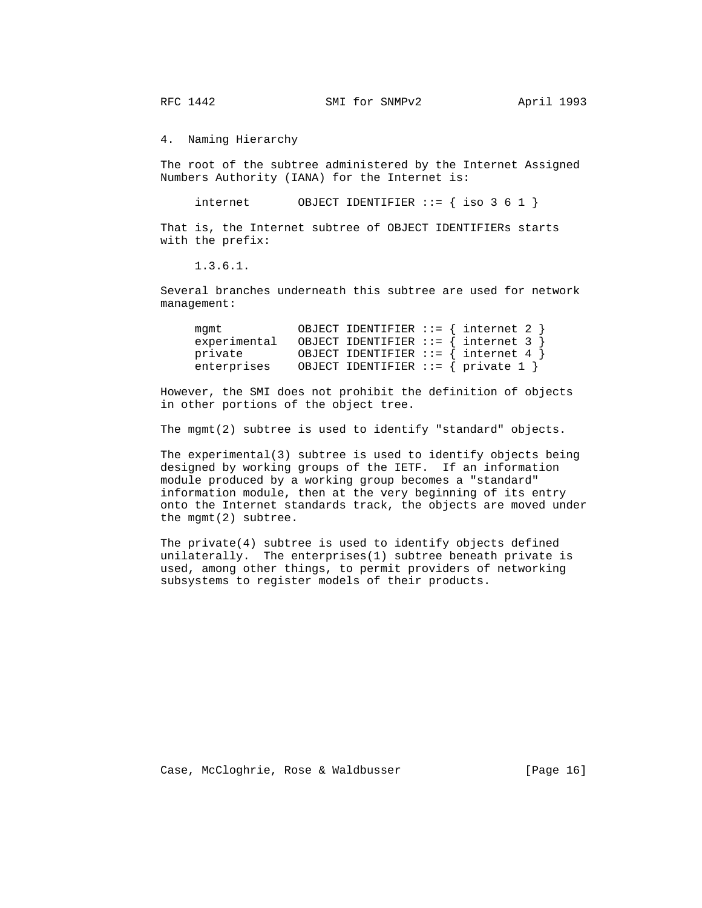## 4. Naming Hierarchy

The root of the subtree administered by the Internet Assigned Numbers Authority (IANA) for the Internet is:

```
internet       OBJECT IDENTIFIER ::= { iso 3 6 1 }
```

That is, the Internet subtree of OBJECT IDENTIFIERs starts with the prefix:

```
1.3.6.1.
```

Several branches underneath this subtree are used for network management:

```
mgmt           OBJECT IDENTIFIER ::= { internet 2 }
experimental   OBJECT IDENTIFIER ::= { internet 3 }
private        OBJECT IDENTIFIER ::= { internet 4 }
enterprises    OBJECT IDENTIFIER ::= { private 1 }
```

However, the SMI does not prohibit the definition of objects in other portions of the object tree.

The mgmt(2) subtree is used to identify "standard" objects.

The experimental(3) subtree is used to identify objects being designed by working groups of the IETF. If an information module produced by a working group becomes a "standard" information module, then at the very beginning of its entry onto the Internet standards track, the objects are moved under the mgmt(2) subtree.

The private(4) subtree is used to identify objects defined unilaterally. The enterprises(1) subtree beneath private is used, among other things, to permit providers of networking subsystems to register models of their products.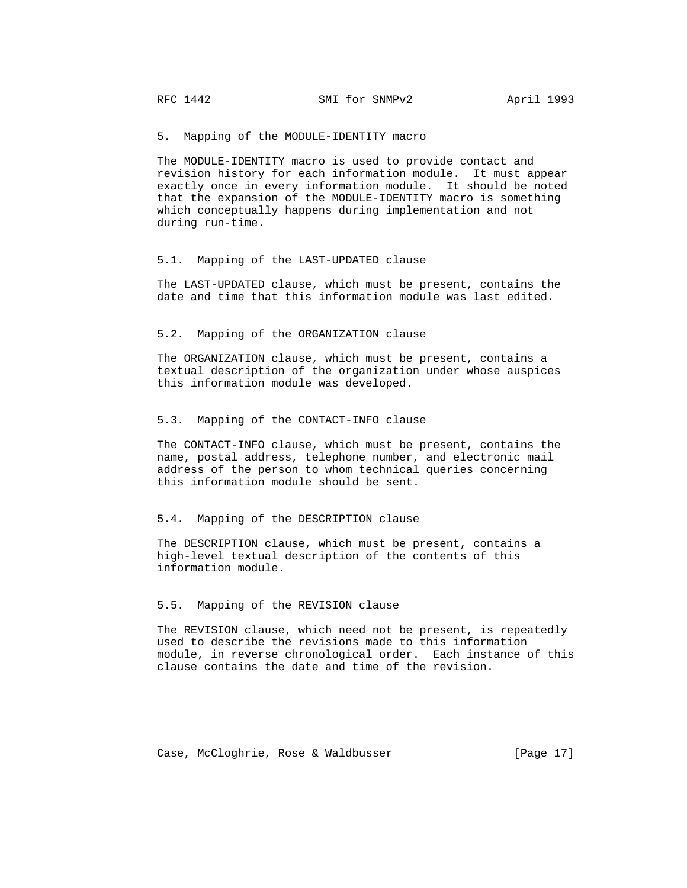## 5. Mapping of the MODULE-IDENTITY macro

The MODULE-IDENTITY macro is used to provide contact and revision history for each information module. It must appear exactly once in every information module. It should be noted that the expansion of the MODULE-IDENTITY macro is something which conceptually happens during implementation and not during run-time.

### 5.1. Mapping of the LAST-UPDATED clause

The LAST-UPDATED clause, which must be present, contains the date and time that this information module was last edited.

### 5.2. Mapping of the ORGANIZATION clause

The ORGANIZATION clause, which must be present, contains a textual description of the organization under whose auspices this information module was developed.

### 5.3. Mapping of the CONTACT-INFO clause

The CONTACT-INFO clause, which must be present, contains the name, postal address, telephone number, and electronic mail address of the person to whom technical queries concerning this information module should be sent.

### 5.4. Mapping of the DESCRIPTION clause

The DESCRIPTION clause, which must be present, contains a high-level textual description of the contents of this information module.

### 5.5. Mapping of the REVISION clause

The REVISION clause, which need not be present, is repeatedly used to describe the revisions made to this information module, in reverse chronological order. Each instance of this clause contains the date and time of the revision.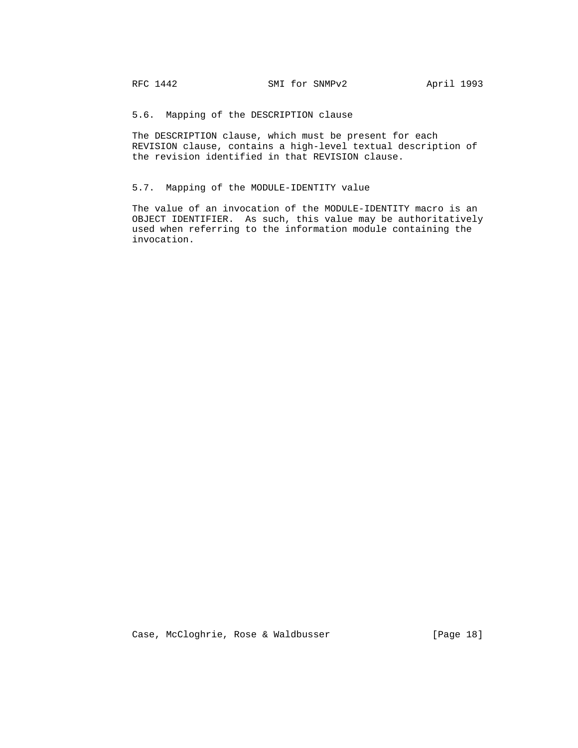### 5.6. Mapping of the DESCRIPTION clause

The DESCRIPTION clause, which must be present for each REVISION clause, contains a high-level textual description of the revision identified in that REVISION clause.

### 5.7. Mapping of the MODULE-IDENTITY value

The value of an invocation of the MODULE-IDENTITY macro is an OBJECT IDENTIFIER. As such, this value may be authoritatively used when referring to the information module containing the invocation.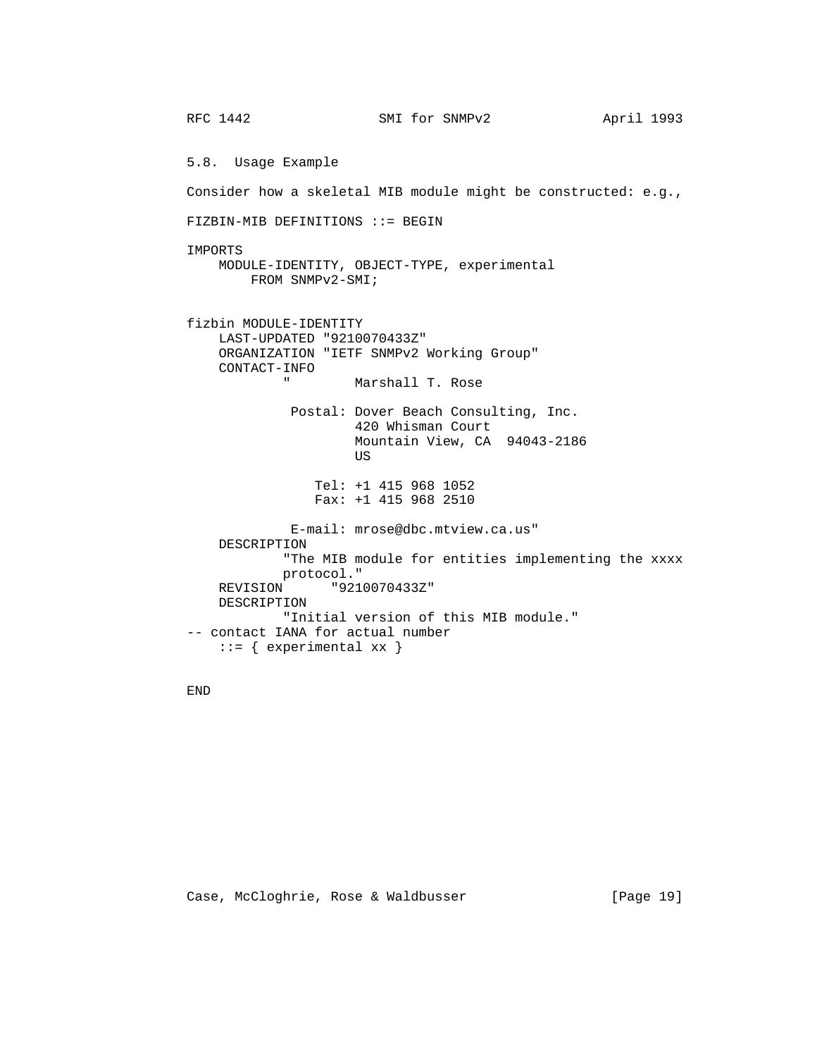## 5.8. Usage Example

Consider how a skeletal MIB module might be constructed: e.g.,

```
FIZBIN-MIB DEFINITIONS ::= BEGIN

IMPORTS
    MODULE-IDENTITY, OBJECT-TYPE, experimental
        FROM SNMPv2-SMI;


fizbin MODULE-IDENTITY
    LAST-UPDATED "9210070433Z"
    ORGANIZATION "IETF SNMPv2 Working Group"
    CONTACT-INFO
            "        Marshall T. Rose

             Postal: Dover Beach Consulting, Inc.
                     420 Whisman Court
                     Mountain View, CA  94043-2186
                     US

                Tel: +1 415 968 1052
                Fax: +1 415 968 2510

             E-mail: mrose@dbc.mtview.ca.us"
    DESCRIPTION
            "The MIB module for entities implementing the xxxx
            protocol."
    REVISION      "9210070433Z"
    DESCRIPTION
            "Initial version of this MIB module."
-- contact IANA for actual number
    ::= { experimental xx }


END
```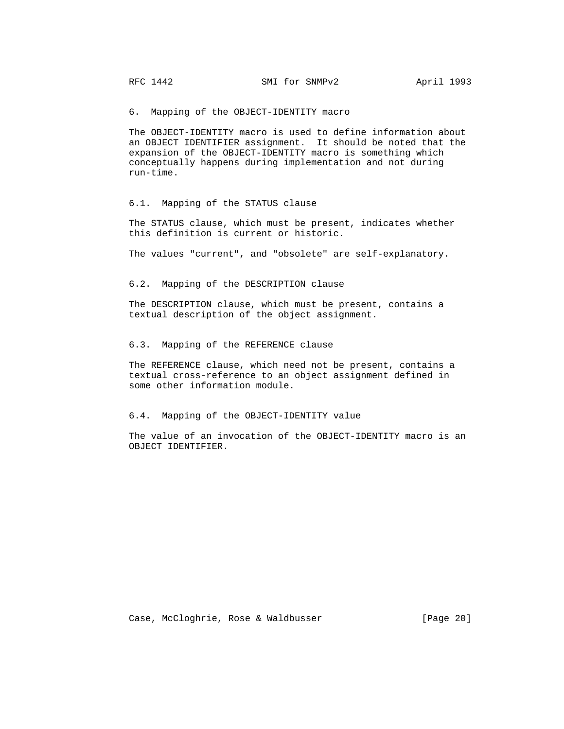## 6. Mapping of the OBJECT-IDENTITY macro

The OBJECT-IDENTITY macro is used to define information about an OBJECT IDENTIFIER assignment. It should be noted that the expansion of the OBJECT-IDENTITY macro is something which conceptually happens during implementation and not during run-time.

### 6.1. Mapping of the STATUS clause

The STATUS clause, which must be present, indicates whether this definition is current or historic.

The values "current", and "obsolete" are self-explanatory.

### 6.2. Mapping of the DESCRIPTION clause

The DESCRIPTION clause, which must be present, contains a textual description of the object assignment.

### 6.3. Mapping of the REFERENCE clause

The REFERENCE clause, which need not be present, contains a textual cross-reference to an object assignment defined in some other information module.

### 6.4. Mapping of the OBJECT-IDENTITY value

The value of an invocation of the OBJECT-IDENTITY macro is an OBJECT IDENTIFIER.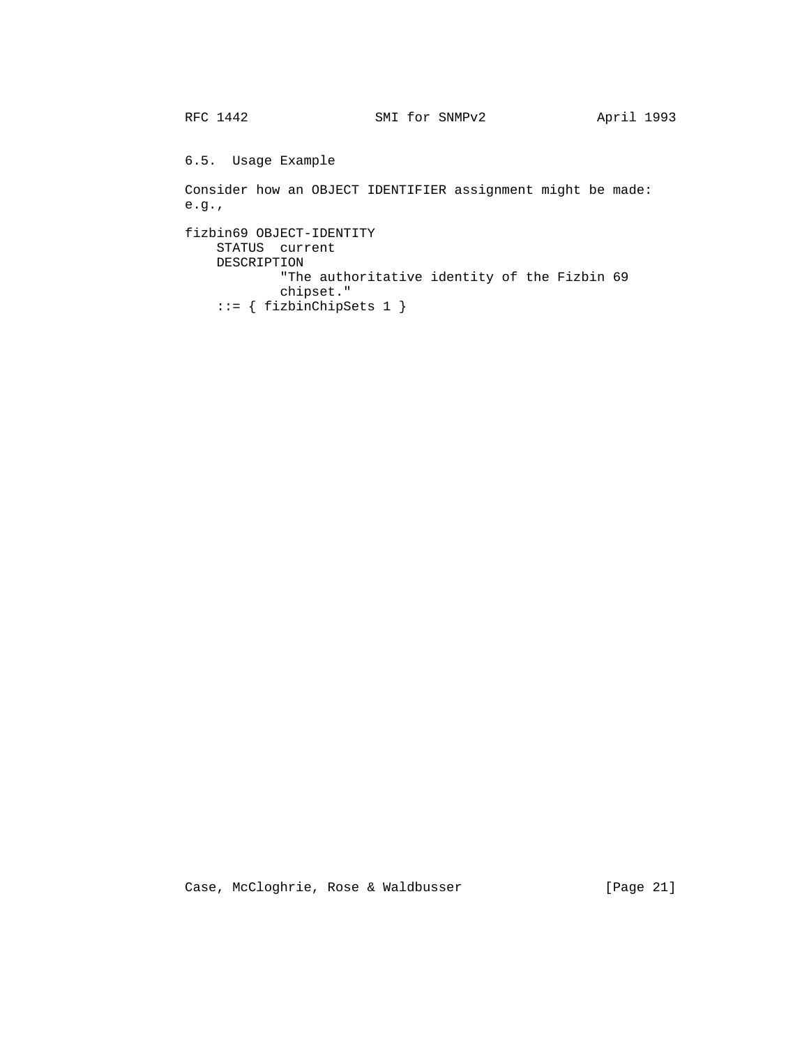## 6.5. Usage Example

Consider how an OBJECT IDENTIFIER assignment might be made: e.g.,

```
fizbin69 OBJECT-IDENTITY
    STATUS  current
    DESCRIPTION
            "The authoritative identity of the Fizbin 69
            chipset."
    ::= { fizbinChipSets 1 }
```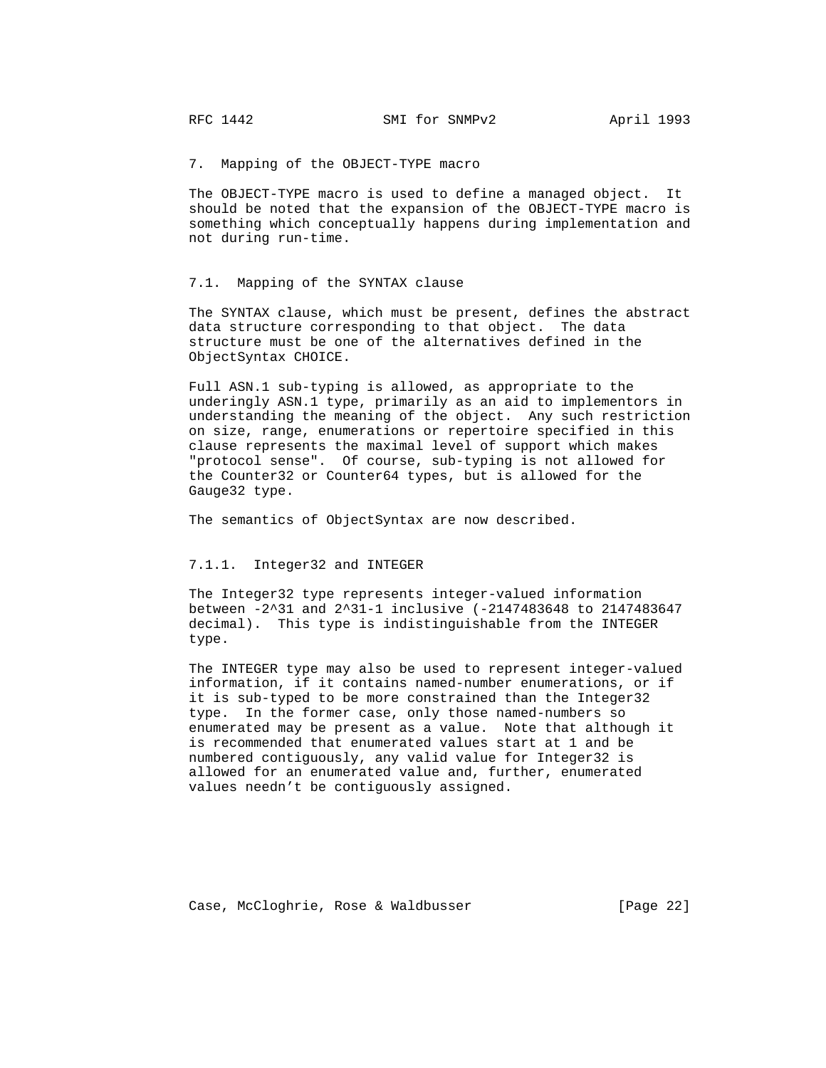## 7. Mapping of the OBJECT-TYPE macro

The OBJECT-TYPE macro is used to define a managed object. It should be noted that the expansion of the OBJECT-TYPE macro is something which conceptually happens during implementation and not during run-time.

### 7.1. Mapping of the SYNTAX clause

The SYNTAX clause, which must be present, defines the abstract data structure corresponding to that object. The data structure must be one of the alternatives defined in the ObjectSyntax CHOICE.

Full ASN.1 sub-typing is allowed, as appropriate to the underingly ASN.1 type, primarily as an aid to implementors in understanding the meaning of the object. Any such restriction on size, range, enumerations or repertoire specified in this clause represents the maximal level of support which makes "protocol sense". Of course, sub-typing is not allowed for the Counter32 or Counter64 types, but is allowed for the Gauge32 type.

The semantics of ObjectSyntax are now described.

#### 7.1.1. Integer32 and INTEGER

The Integer32 type represents integer-valued information between -2^31 and 2^31-1 inclusive (-2147483648 to 2147483647 decimal). This type is indistinguishable from the INTEGER type.

The INTEGER type may also be used to represent integer-valued information, if it contains named-number enumerations, or if it is sub-typed to be more constrained than the Integer32 type. In the former case, only those named-numbers so enumerated may be present as a value. Note that although it is recommended that enumerated values start at 1 and be numbered contiguously, any valid value for Integer32 is allowed for an enumerated value and, further, enumerated values needn't be contiguously assigned.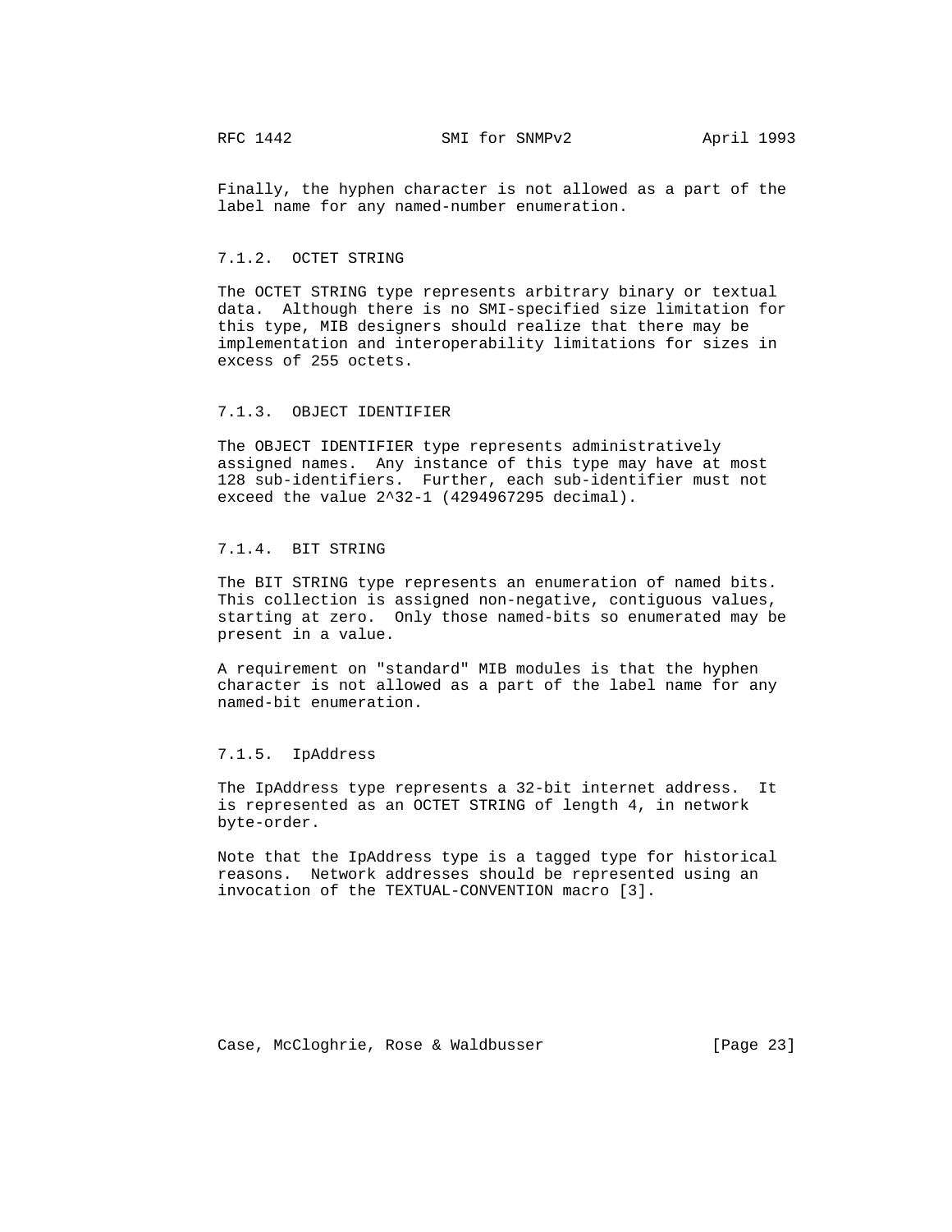Finally, the hyphen character is not allowed as a part of the label name for any named-number enumeration.

#### 7.1.2. OCTET STRING

The OCTET STRING type represents arbitrary binary or textual data. Although there is no SMI-specified size limitation for this type, MIB designers should realize that there may be implementation and interoperability limitations for sizes in excess of 255 octets.

#### 7.1.3. OBJECT IDENTIFIER

The OBJECT IDENTIFIER type represents administratively assigned names. Any instance of this type may have at most 128 sub-identifiers. Further, each sub-identifier must not exceed the value $2^{32}-1$ (4294967295 decimal).

#### 7.1.4. BIT STRING

The BIT STRING type represents an enumeration of named bits. This collection is assigned non-negative, contiguous values, starting at zero. Only those named-bits so enumerated may be present in a value.

A requirement on "standard" MIB modules is that the hyphen character is not allowed as a part of the label name for any named-bit enumeration.

#### 7.1.5. IpAddress

The IpAddress type represents a 32-bit internet address. It is represented as an OCTET STRING of length 4, in network byte-order.

Note that the IpAddress type is a tagged type for historical reasons. Network addresses should be represented using an invocation of the TEXTUAL-CONVENTION macro [3].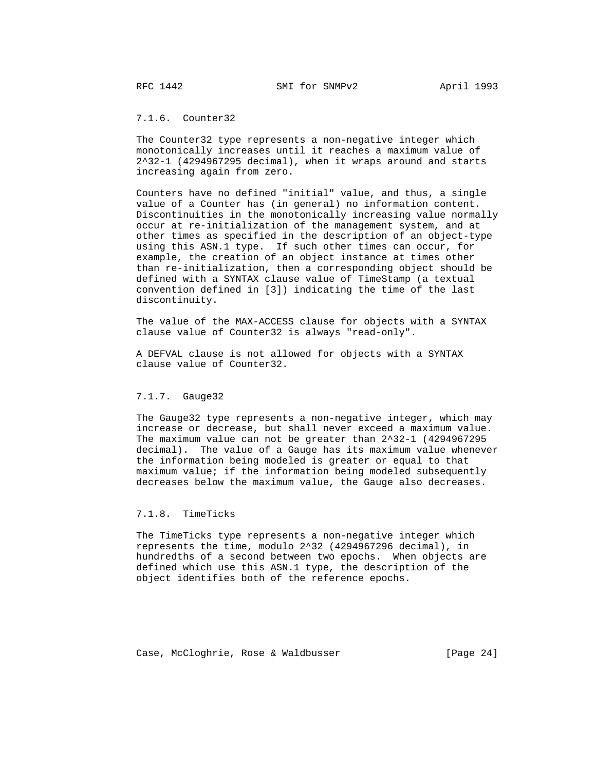### 7.1.6. Counter32

The Counter32 type represents a non-negative integer which monotonically increases until it reaches a maximum value of $2^{32}-1$ (4294967295 decimal), when it wraps around and starts increasing again from zero.

Counters have no defined "initial" value, and thus, a single value of a Counter has (in general) no information content. Discontinuities in the monotonically increasing value normally occur at re-initialization of the management system, and at other times as specified in the description of an object-type using this ASN.1 type. If such other times can occur, for example, the creation of an object instance at times other than re-initialization, then a corresponding object should be defined with a SYNTAX clause value of TimeStamp (a textual convention defined in [3]) indicating the time of the last discontinuity.

The value of the MAX-ACCESS clause for objects with a SYNTAX clause value of Counter32 is always "read-only".

A DEFVAL clause is not allowed for objects with a SYNTAX clause value of Counter32.

### 7.1.7. Gauge32

The Gauge32 type represents a non-negative integer, which may increase or decrease, but shall never exceed a maximum value. The maximum value can not be greater than $2^{32}-1$ (4294967295 decimal). The value of a Gauge has its maximum value whenever the information being modeled is greater or equal to that maximum value; if the information being modeled subsequently decreases below the maximum value, the Gauge also decreases.

### 7.1.8. TimeTicks

The TimeTicks type represents a non-negative integer which represents the time, modulo $2^{32}$ (4294967296 decimal), in hundredths of a second between two epochs. When objects are defined which use this ASN.1 type, the description of the object identifies both of the reference epochs.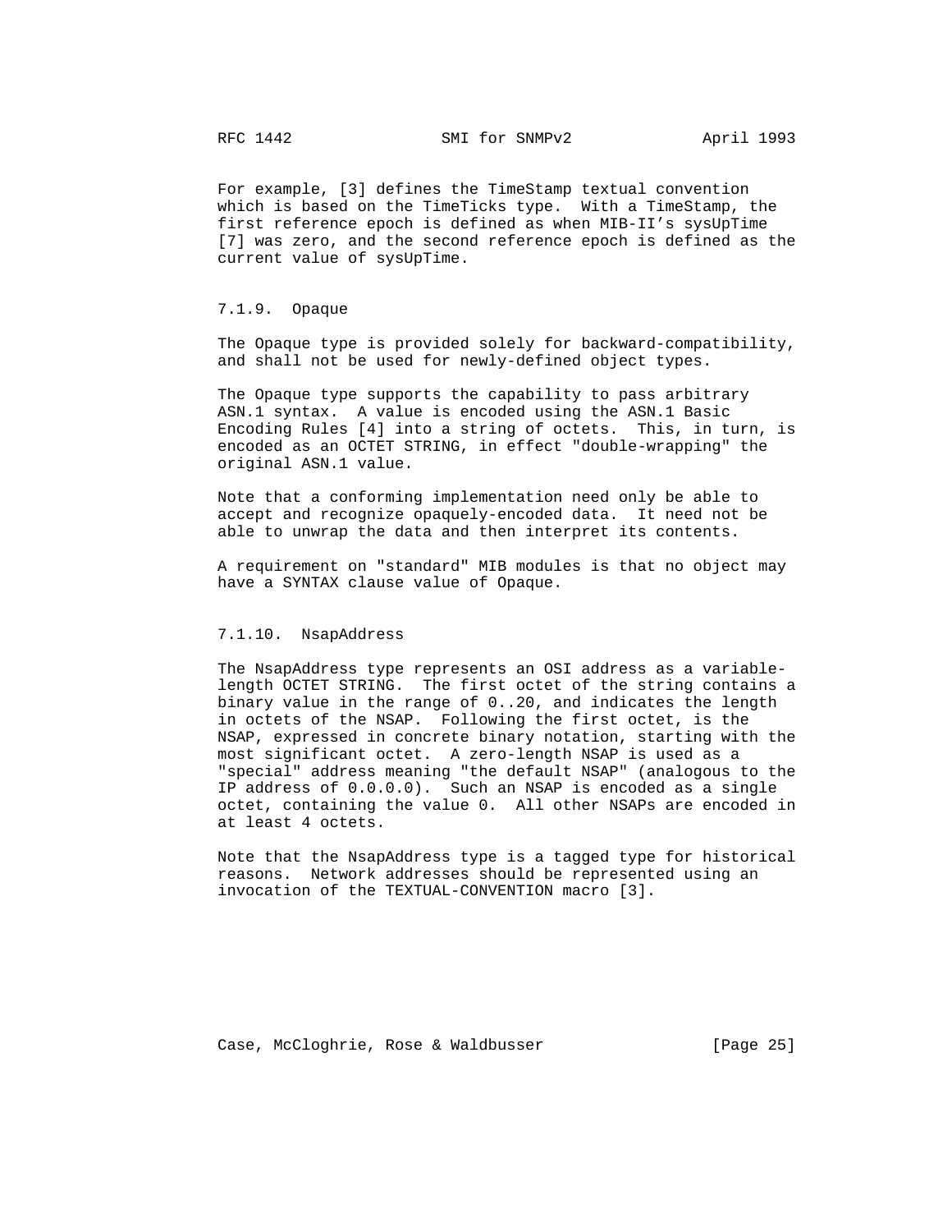For example, [3] defines the TimeStamp textual convention which is based on the TimeTicks type. With a TimeStamp, the first reference epoch is defined as when MIB-II's sysUpTime [7] was zero, and the second reference epoch is defined as the current value of sysUpTime.

### 7.1.9. Opaque

The Opaque type is provided solely for backward-compatibility, and shall not be used for newly-defined object types.

The Opaque type supports the capability to pass arbitrary ASN.1 syntax. A value is encoded using the ASN.1 Basic Encoding Rules [4] into a string of octets. This, in turn, is encoded as an OCTET STRING, in effect "double-wrapping" the original ASN.1 value.

Note that a conforming implementation need only be able to accept and recognize opaquely-encoded data. It need not be able to unwrap the data and then interpret its contents.

A requirement on "standard" MIB modules is that no object may have a SYNTAX clause value of Opaque.

### 7.1.10. NsapAddress

The NsapAddress type represents an OSI address as a variable-length OCTET STRING. The first octet of the string contains a binary value in the range of 0..20, and indicates the length in octets of the NSAP. Following the first octet, is the NSAP, expressed in concrete binary notation, starting with the most significant octet. A zero-length NSAP is used as a "special" address meaning "the default NSAP" (analogous to the IP address of 0.0.0.0). Such an NSAP is encoded as a single octet, containing the value 0. All other NSAPs are encoded in at least 4 octets.

Note that the NsapAddress type is a tagged type for historical reasons. Network addresses should be represented using an invocation of the TEXTUAL-CONVENTION macro [3].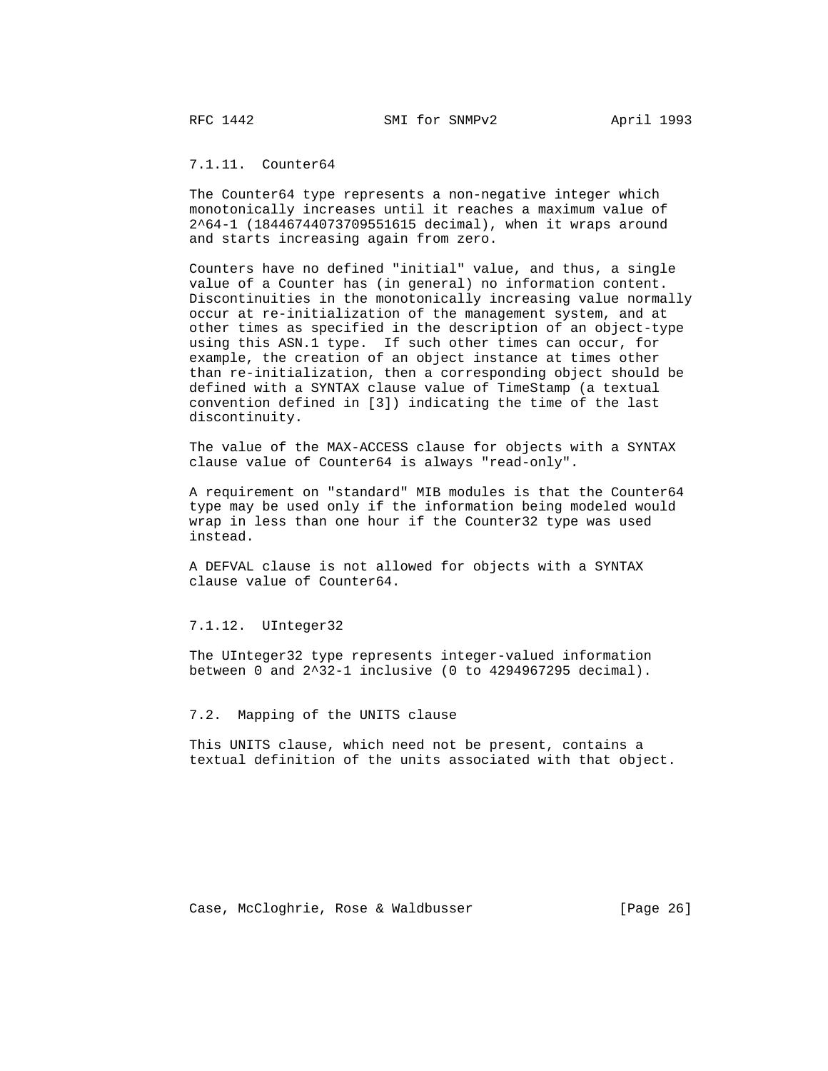#### 7.1.11. Counter64

The Counter64 type represents a non-negative integer which monotonically increases until it reaches a maximum value of $2^{64}-1$ (18446744073709551615 decimal), when it wraps around and starts increasing again from zero.

Counters have no defined "initial" value, and thus, a single value of a Counter has (in general) no information content. Discontinuities in the monotonically increasing value normally occur at re-initialization of the management system, and at other times as specified in the description of an object-type using this ASN.1 type. If such other times can occur, for example, the creation of an object instance at times other than re-initialization, then a corresponding object should be defined with a SYNTAX clause value of TimeStamp (a textual convention defined in [3]) indicating the time of the last discontinuity.

The value of the MAX-ACCESS clause for objects with a SYNTAX clause value of Counter64 is always "read-only".

A requirement on "standard" MIB modules is that the Counter64 type may be used only if the information being modeled would wrap in less than one hour if the Counter32 type was used instead.

A DEFVAL clause is not allowed for objects with a SYNTAX clause value of Counter64.

#### 7.1.12. UInteger32

The UInteger32 type represents integer-valued information between 0 and $2^{32}-1$ inclusive (0 to 4294967295 decimal).

### 7.2. Mapping of the UNITS clause

This UNITS clause, which need not be present, contains a textual definition of the units associated with that object.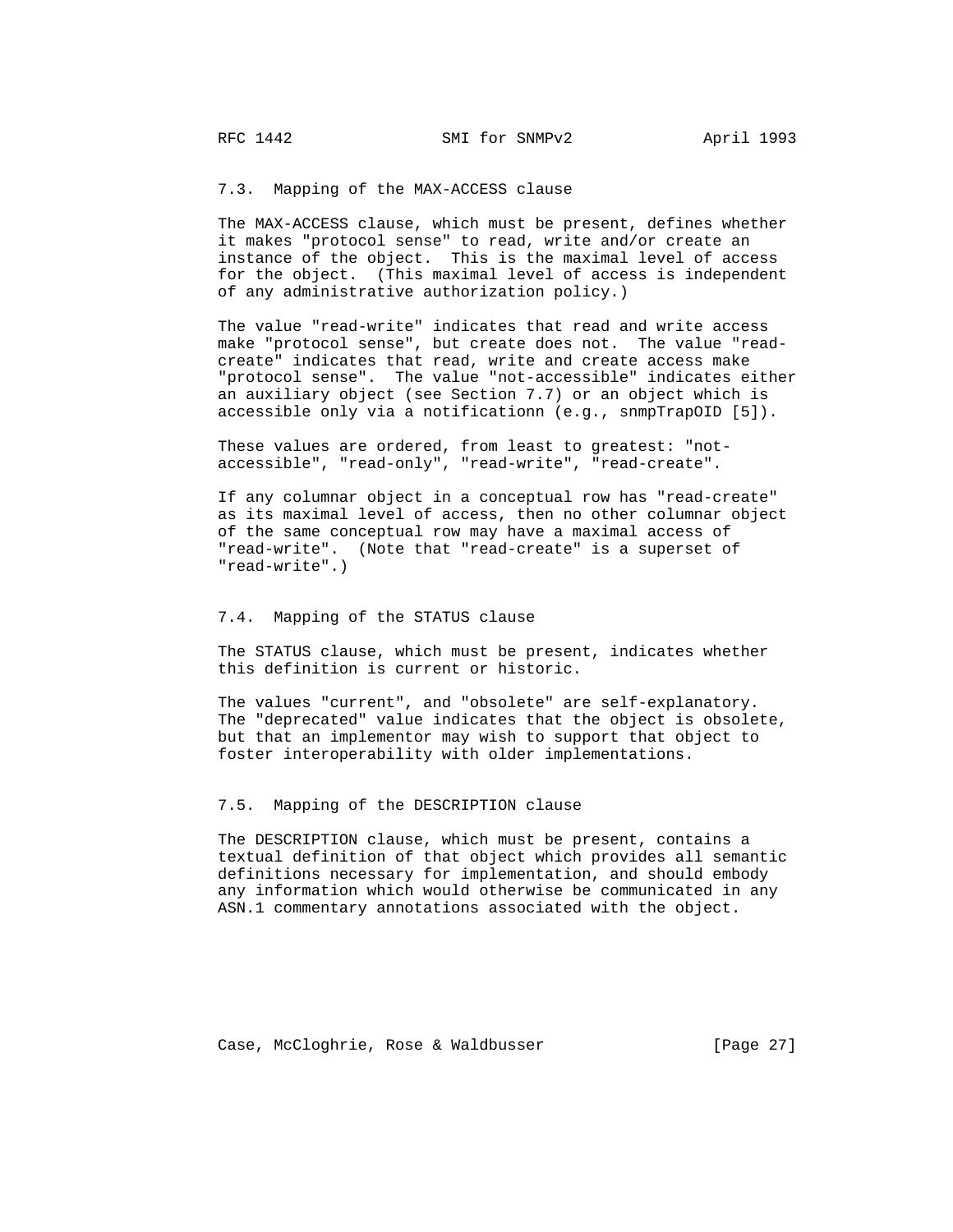### 7.3. Mapping of the MAX-ACCESS clause

The MAX-ACCESS clause, which must be present, defines whether it makes "protocol sense" to read, write and/or create an instance of the object. This is the maximal level of access for the object. (This maximal level of access is independent of any administrative authorization policy.)

The value "read-write" indicates that read and write access make "protocol sense", but create does not. The value "read-create" indicates that read, write and create access make "protocol sense". The value "not-accessible" indicates either an auxiliary object (see Section 7.7) or an object which is accessible only via a notificationn (e.g., snmpTrapOID [5]).

These values are ordered, from least to greatest: "not-accessible", "read-only", "read-write", "read-create".

If any columnar object in a conceptual row has "read-create" as its maximal level of access, then no other columnar object of the same conceptual row may have a maximal access of "read-write". (Note that "read-create" is a superset of "read-write".)

### 7.4. Mapping of the STATUS clause

The STATUS clause, which must be present, indicates whether this definition is current or historic.

The values "current", and "obsolete" are self-explanatory. The "deprecated" value indicates that the object is obsolete, but that an implementor may wish to support that object to foster interoperability with older implementations.

### 7.5. Mapping of the DESCRIPTION clause

The DESCRIPTION clause, which must be present, contains a textual definition of that object which provides all semantic definitions necessary for implementation, and should embody any information which would otherwise be communicated in any ASN.1 commentary annotations associated with the object.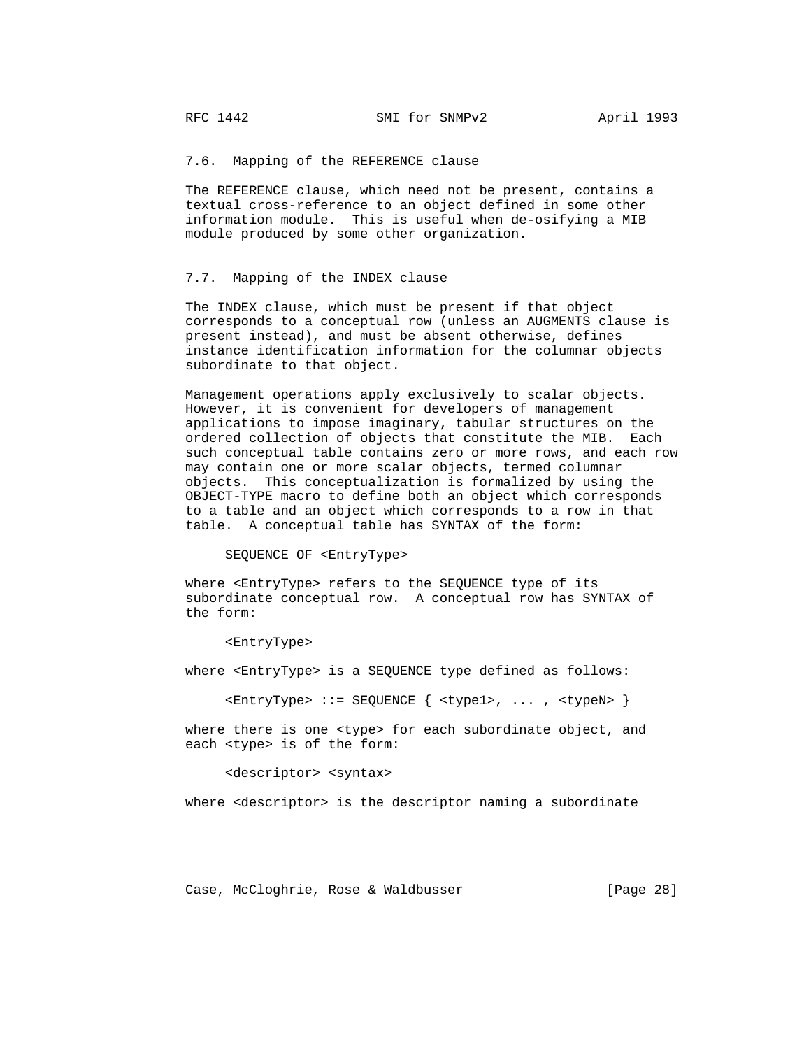### 7.6. Mapping of the REFERENCE clause

The REFERENCE clause, which need not be present, contains a textual cross-reference to an object defined in some other information module. This is useful when de-osifying a MIB module produced by some other organization.

### 7.7. Mapping of the INDEX clause

The INDEX clause, which must be present if that object corresponds to a conceptual row (unless an AUGMENTS clause is present instead), and must be absent otherwise, defines instance identification information for the columnar objects subordinate to that object.

Management operations apply exclusively to scalar objects. However, it is convenient for developers of management applications to impose imaginary, tabular structures on the ordered collection of objects that constitute the MIB. Each such conceptual table contains zero or more rows, and each row may contain one or more scalar objects, termed columnar objects. This conceptualization is formalized by using the OBJECT-TYPE macro to define both an object which corresponds to a table and an object which corresponds to a row in that table. A conceptual table has SYNTAX of the form:

```
SEQUENCE OF <EntryType>
```

where <EntryType> refers to the SEQUENCE type of its subordinate conceptual row. A conceptual row has SYNTAX of the form:

```
<EntryType>
```

where <EntryType> is a SEQUENCE type defined as follows:

```
<EntryType> ::= SEQUENCE { <type1>, ... , <typeN> }
```

where there is one <type> for each subordinate object, and each <type> is of the form:

```
<descriptor> <syntax>
```

where <descriptor> is the descriptor naming a subordinate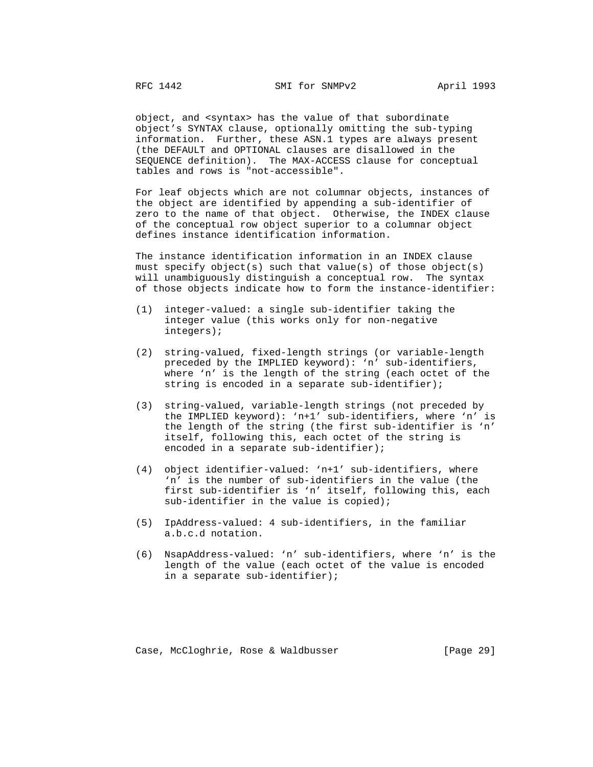object, and <syntax> has the value of that subordinate object's SYNTAX clause, optionally omitting the sub-typing information. Further, these ASN.1 types are always present (the DEFAULT and OPTIONAL clauses are disallowed in the SEQUENCE definition). The MAX-ACCESS clause for conceptual tables and rows is "not-accessible".

For leaf objects which are not columnar objects, instances of the object are identified by appending a sub-identifier of zero to the name of that object. Otherwise, the INDEX clause of the conceptual row object superior to a columnar object defines instance identification information.

The instance identification information in an INDEX clause must specify object(s) such that value(s) of those object(s) will unambiguously distinguish a conceptual row. The syntax of those objects indicate how to form the instance-identifier:

(1) integer-valued: a single sub-identifier taking the integer value (this works only for non-negative integers);

(2) string-valued, fixed-length strings (or variable-length preceded by the IMPLIED keyword): 'n' sub-identifiers, where 'n' is the length of the string (each octet of the string is encoded in a separate sub-identifier);

(3) string-valued, variable-length strings (not preceded by the IMPLIED keyword): 'n+1' sub-identifiers, where 'n' is the length of the string (the first sub-identifier is 'n' itself, following this, each octet of the string is encoded in a separate sub-identifier);

(4) object identifier-valued: 'n+1' sub-identifiers, where 'n' is the number of sub-identifiers in the value (the first sub-identifier is 'n' itself, following this, each sub-identifier in the value is copied);

(5) IpAddress-valued: 4 sub-identifiers, in the familiar a.b.c.d notation.

(6) NsapAddress-valued: 'n' sub-identifiers, where 'n' is the length of the value (each octet of the value is encoded in a separate sub-identifier);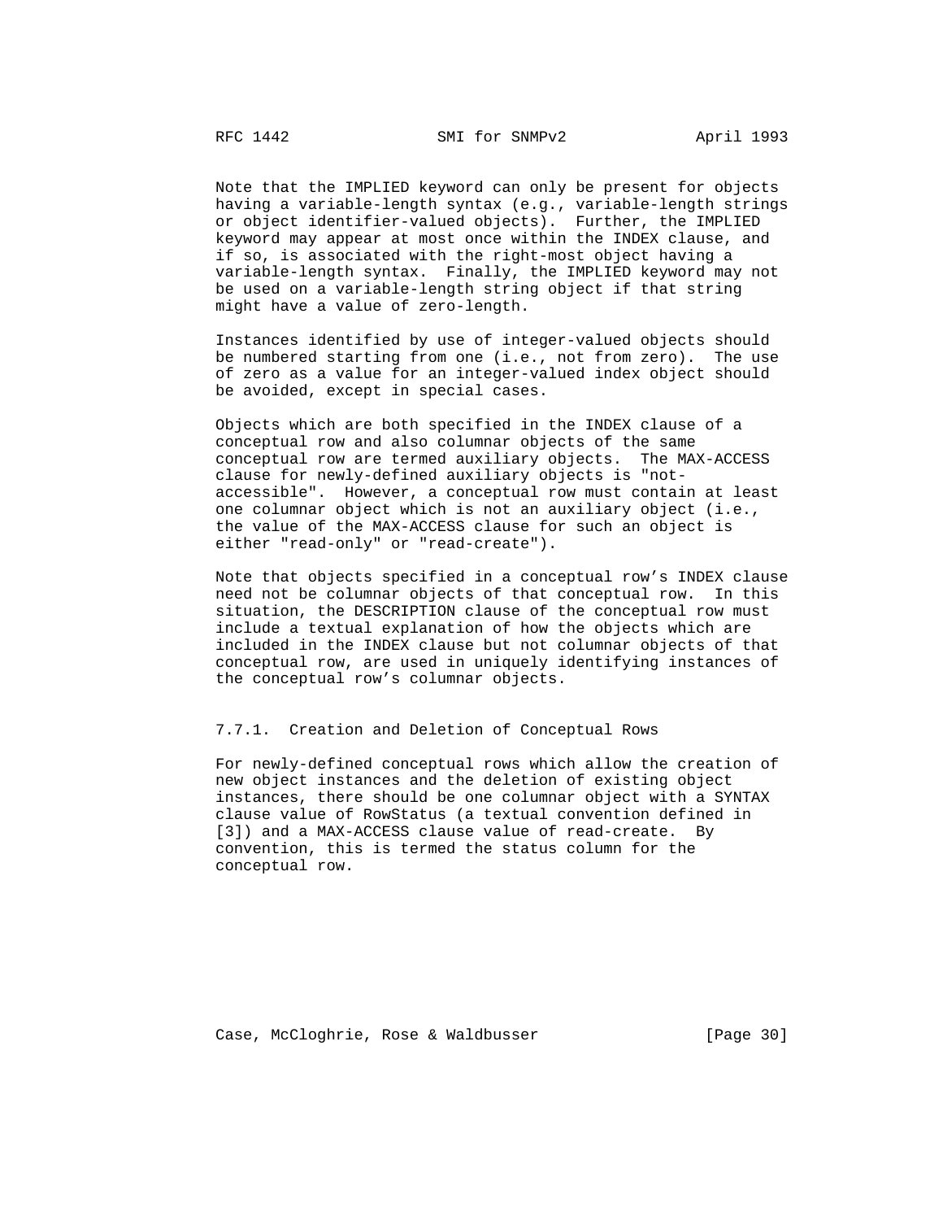Note that the IMPLIED keyword can only be present for objects having a variable-length syntax (e.g., variable-length strings or object identifier-valued objects). Further, the IMPLIED keyword may appear at most once within the INDEX clause, and if so, is associated with the right-most object having a variable-length syntax. Finally, the IMPLIED keyword may not be used on a variable-length string object if that string might have a value of zero-length.

Instances identified by use of integer-valued objects should be numbered starting from one (i.e., not from zero). The use of zero as a value for an integer-valued index object should be avoided, except in special cases.

Objects which are both specified in the INDEX clause of a conceptual row and also columnar objects of the same conceptual row are termed auxiliary objects. The MAX-ACCESS clause for newly-defined auxiliary objects is "not-accessible". However, a conceptual row must contain at least one columnar object which is not an auxiliary object (i.e., the value of the MAX-ACCESS clause for such an object is either "read-only" or "read-create").

Note that objects specified in a conceptual row's INDEX clause need not be columnar objects of that conceptual row. In this situation, the DESCRIPTION clause of the conceptual row must include a textual explanation of how the objects which are included in the INDEX clause but not columnar objects of that conceptual row, are used in uniquely identifying instances of the conceptual row's columnar objects.

### 7.7.1. Creation and Deletion of Conceptual Rows

For newly-defined conceptual rows which allow the creation of new object instances and the deletion of existing object instances, there should be one columnar object with a SYNTAX clause value of RowStatus (a textual convention defined in [3]) and a MAX-ACCESS clause value of read-create. By convention, this is termed the status column for the conceptual row.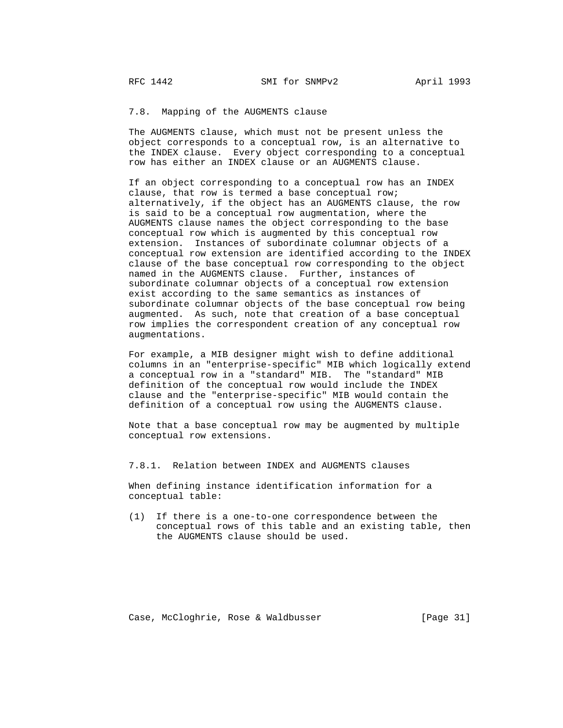### 7.8. Mapping of the AUGMENTS clause

The AUGMENTS clause, which must not be present unless the object corresponds to a conceptual row, is an alternative to the INDEX clause. Every object corresponding to a conceptual row has either an INDEX clause or an AUGMENTS clause.

If an object corresponding to a conceptual row has an INDEX clause, that row is termed a base conceptual row; alternatively, if the object has an AUGMENTS clause, the row is said to be a conceptual row augmentation, where the AUGMENTS clause names the object corresponding to the base conceptual row which is augmented by this conceptual row extension. Instances of subordinate columnar objects of a conceptual row extension are identified according to the INDEX clause of the base conceptual row corresponding to the object named in the AUGMENTS clause. Further, instances of subordinate columnar objects of a conceptual row extension exist according to the same semantics as instances of subordinate columnar objects of the base conceptual row being augmented. As such, note that creation of a base conceptual row implies the correspondent creation of any conceptual row augmentations.

For example, a MIB designer might wish to define additional columns in an "enterprise-specific" MIB which logically extend a conceptual row in a "standard" MIB. The "standard" MIB definition of the conceptual row would include the INDEX clause and the "enterprise-specific" MIB would contain the definition of a conceptual row using the AUGMENTS clause.

Note that a base conceptual row may be augmented by multiple conceptual row extensions.

#### 7.8.1. Relation between INDEX and AUGMENTS clauses

When defining instance identification information for a conceptual table:

(1) If there is a one-to-one correspondence between the conceptual rows of this table and an existing table, then the AUGMENTS clause should be used.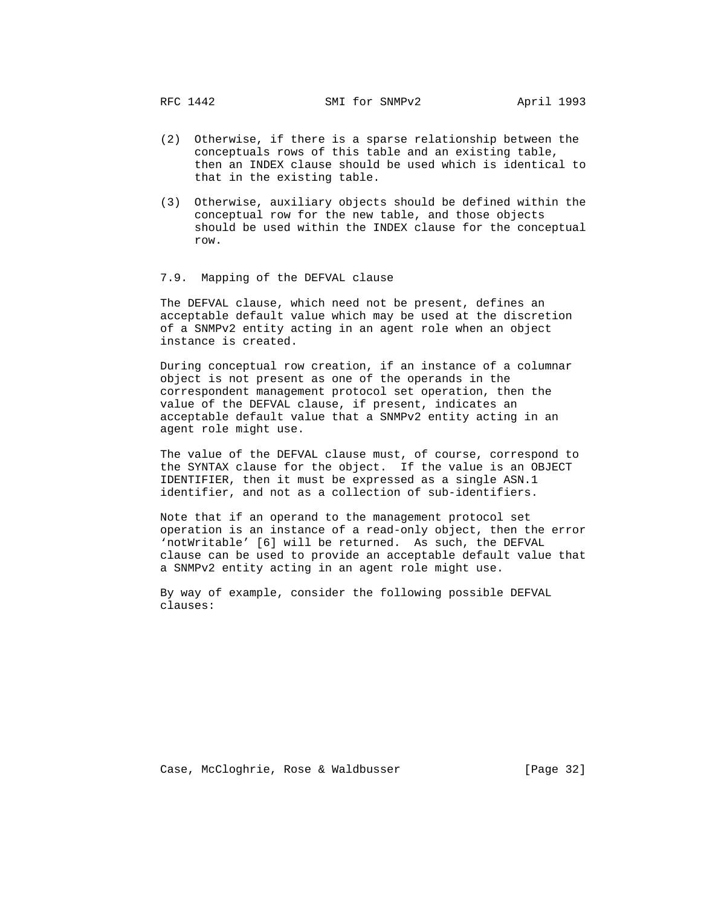(2) Otherwise, if there is a sparse relationship between the conceptuals rows of this table and an existing table, then an INDEX clause should be used which is identical to that in the existing table.

(3) Otherwise, auxiliary objects should be defined within the conceptual row for the new table, and those objects should be used within the INDEX clause for the conceptual row.

### 7.9. Mapping of the DEFVAL clause

The DEFVAL clause, which need not be present, defines an acceptable default value which may be used at the discretion of a SNMPv2 entity acting in an agent role when an object instance is created.

During conceptual row creation, if an instance of a columnar object is not present as one of the operands in the correspondent management protocol set operation, then the value of the DEFVAL clause, if present, indicates an acceptable default value that a SNMPv2 entity acting in an agent role might use.

The value of the DEFVAL clause must, of course, correspond to the SYNTAX clause for the object. If the value is an OBJECT IDENTIFIER, then it must be expressed as a single ASN.1 identifier, and not as a collection of sub-identifiers.

Note that if an operand to the management protocol set operation is an instance of a read-only object, then the error ‘notWritable’ [6] will be returned. As such, the DEFVAL clause can be used to provide an acceptable default value that a SNMPv2 entity acting in an agent role might use.

By way of example, consider the following possible DEFVAL clauses: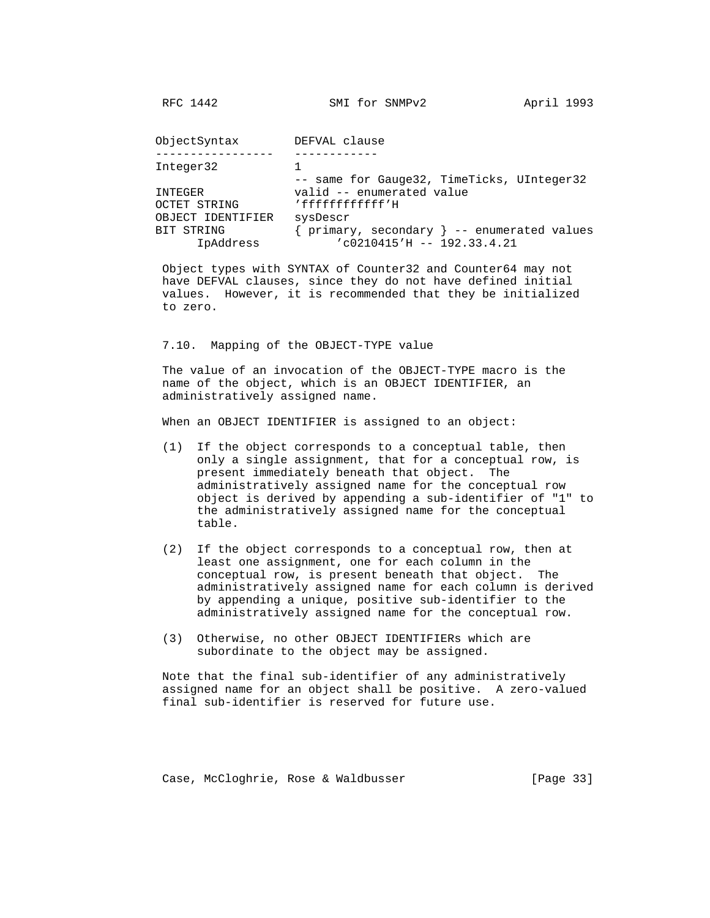```
ObjectSyntax        DEFVAL clause
-----------------   ------------
Integer32           1
                    -- same for Gauge32, TimeTicks, UInteger32
INTEGER             valid -- enumerated value
OCTET STRING        'ffffffffffff'H
OBJECT IDENTIFIER   sysDescr
BIT STRING          { primary, secondary } -- enumerated values
      IpAddress           'c0210415'H -- 192.33.4.21
```

Object types with SYNTAX of Counter32 and Counter64 may not have DEFVAL clauses, since they do not have defined initial values. However, it is recommended that they be initialized to zero.

## 7.10. Mapping of the OBJECT-TYPE value

The value of an invocation of the OBJECT-TYPE macro is the name of the object, which is an OBJECT IDENTIFIER, an administratively assigned name.

When an OBJECT IDENTIFIER is assigned to an object:

(1) If the object corresponds to a conceptual table, then only a single assignment, that for a conceptual row, is present immediately beneath that object. The administratively assigned name for the conceptual row object is derived by appending a sub-identifier of "1" to the administratively assigned name for the conceptual table.

(2) If the object corresponds to a conceptual row, then at least one assignment, one for each column in the conceptual row, is present beneath that object. The administratively assigned name for each column is derived by appending a unique, positive sub-identifier to the administratively assigned name for the conceptual row.

(3) Otherwise, no other OBJECT IDENTIFIERs which are subordinate to the object may be assigned.

Note that the final sub-identifier of any administratively assigned name for an object shall be positive. A zero-valued final sub-identifier is reserved for future use.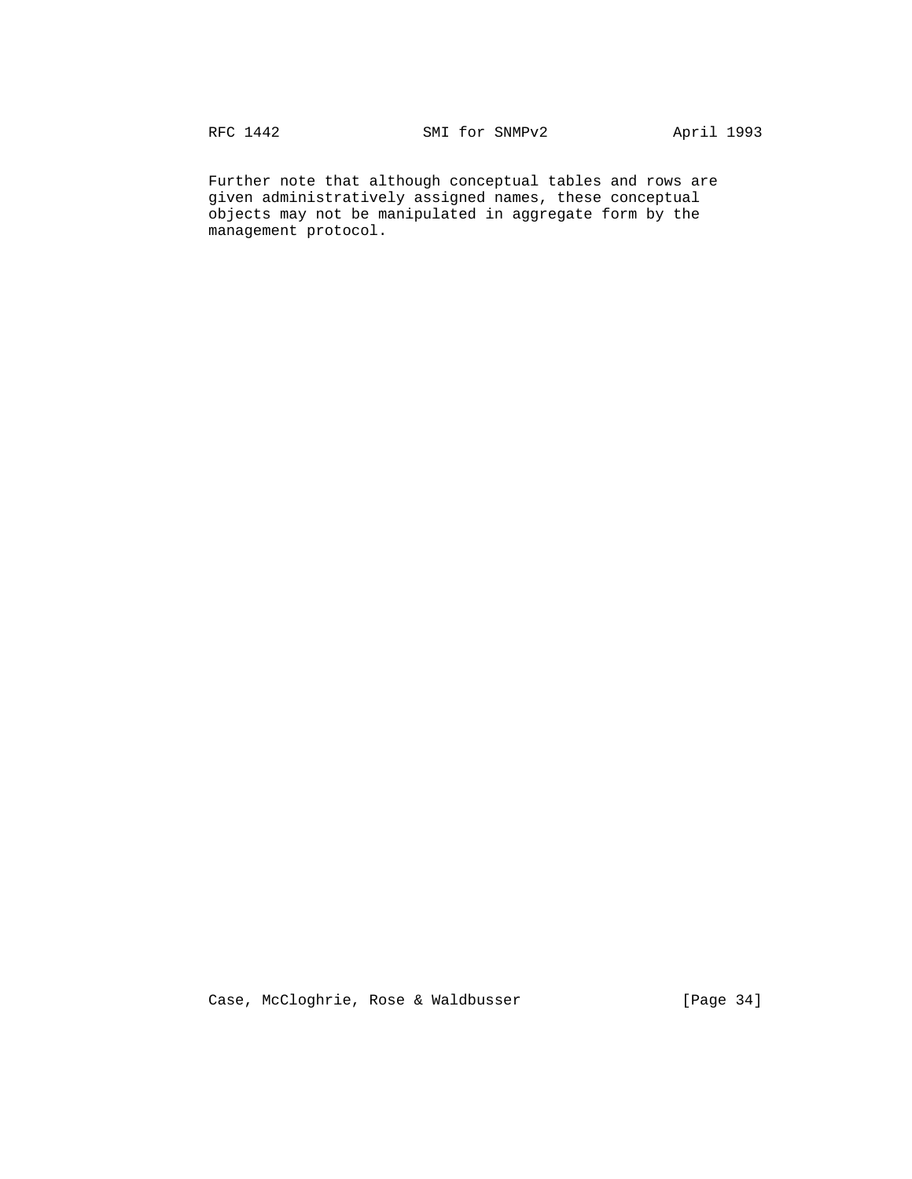Further note that although conceptual tables and rows are given administratively assigned names, these conceptual objects may not be manipulated in aggregate form by the management protocol.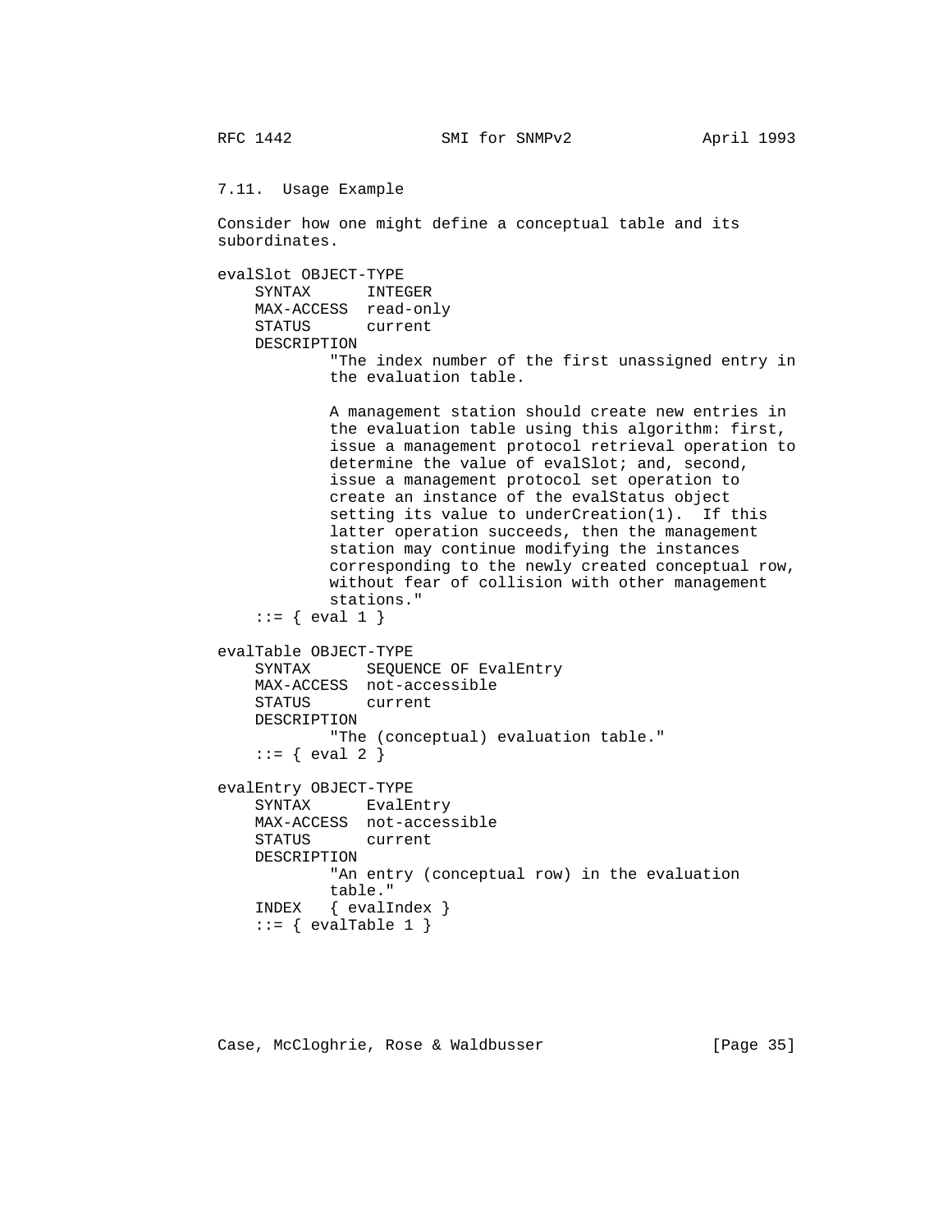7.11. Usage Example

Consider how one might define a conceptual table and its subordinates.

```
evalSlot OBJECT-TYPE
    SYNTAX      INTEGER
    MAX-ACCESS  read-only
    STATUS      current
    DESCRIPTION
            "The index number of the first unassigned entry in
            the evaluation table.

            A management station should create new entries in
            the evaluation table using this algorithm: first,
            issue a management protocol retrieval operation to
            determine the value of evalSlot; and, second,
            issue a management protocol set operation to
            create an instance of the evalStatus object
            setting its value to underCreation(1).  If this
            latter operation succeeds, then the management
            station may continue modifying the instances
            corresponding to the newly created conceptual row,
            without fear of collision with other management
            stations."
    ::= { eval 1 }

evalTable OBJECT-TYPE
    SYNTAX      SEQUENCE OF EvalEntry
    MAX-ACCESS  not-accessible
    STATUS      current
    DESCRIPTION
            "The (conceptual) evaluation table."
    ::= { eval 2 }

evalEntry OBJECT-TYPE
    SYNTAX      EvalEntry
    MAX-ACCESS  not-accessible
    STATUS      current
    DESCRIPTION
            "An entry (conceptual row) in the evaluation
            table."
    INDEX   { evalIndex }
    ::= { evalTable 1 }
```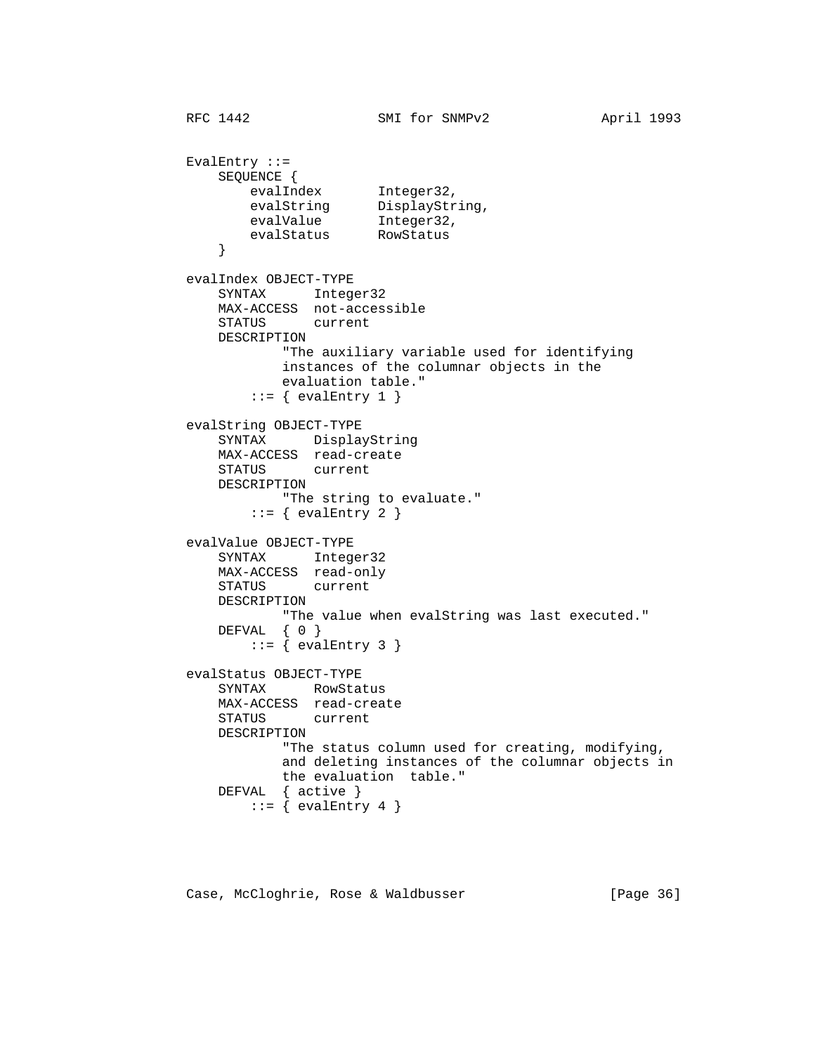```
EvalEntry ::=
    SEQUENCE {
        evalIndex       Integer32,
        evalString      DisplayString,
        evalValue       Integer32,
        evalStatus      RowStatus
    }

evalIndex OBJECT-TYPE
    SYNTAX      Integer32
    MAX-ACCESS  not-accessible
    STATUS      current
    DESCRIPTION
            "The auxiliary variable used for identifying
            instances of the columnar objects in the
            evaluation table."
        ::= { evalEntry 1 }

evalString OBJECT-TYPE
    SYNTAX      DisplayString
    MAX-ACCESS  read-create
    STATUS      current
    DESCRIPTION
            "The string to evaluate."
        ::= { evalEntry 2 }

evalValue OBJECT-TYPE
    SYNTAX      Integer32
    MAX-ACCESS  read-only
    STATUS      current
    DESCRIPTION
            "The value when evalString was last executed."
    DEFVAL  { 0 }
        ::= { evalEntry 3 }

evalStatus OBJECT-TYPE
    SYNTAX      RowStatus
    MAX-ACCESS  read-create
    STATUS      current
    DESCRIPTION
            "The status column used for creating, modifying,
            and deleting instances of the columnar objects in
            the evaluation  table."
    DEFVAL  { active }
        ::= { evalEntry 4 }
```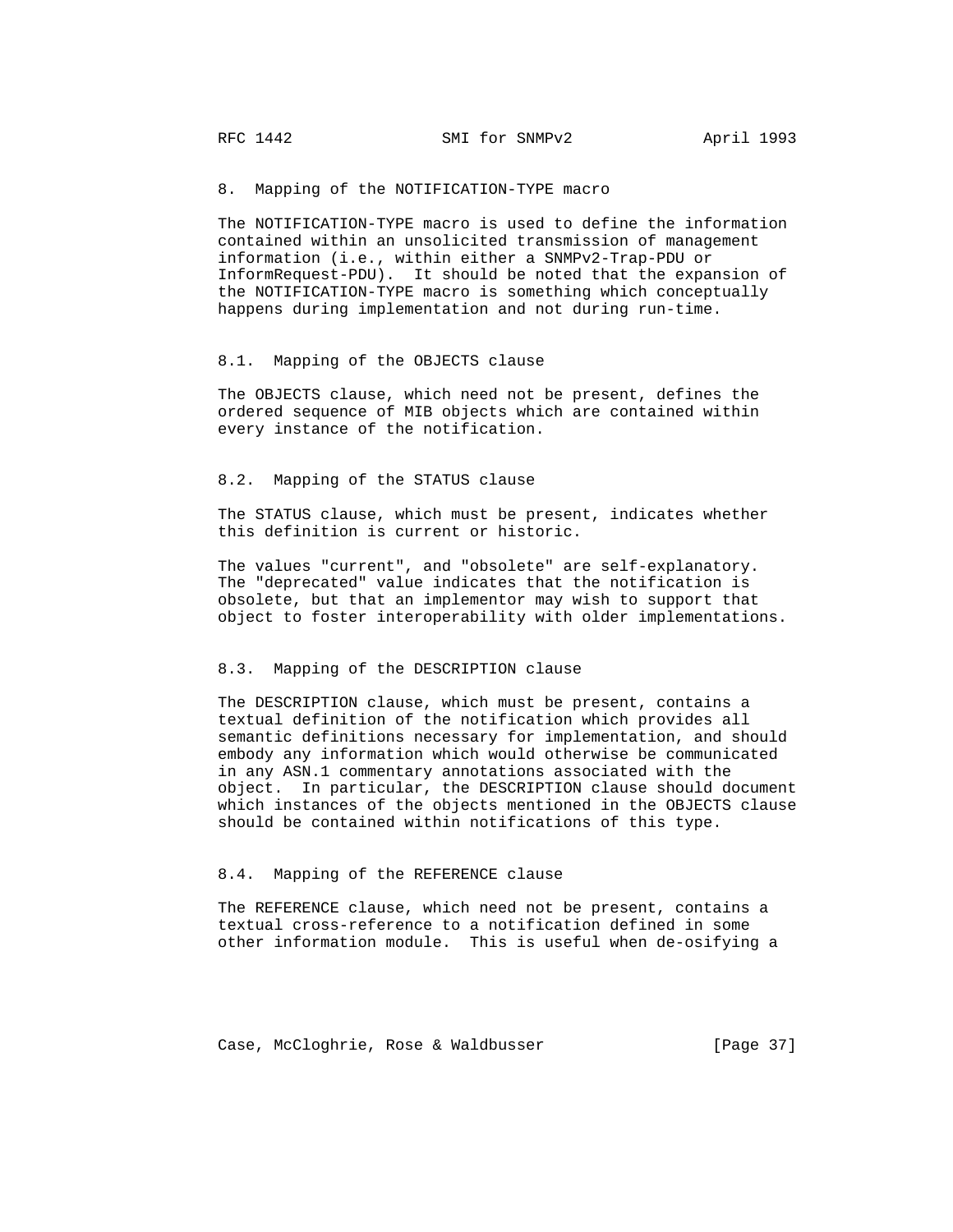## 8. Mapping of the NOTIFICATION-TYPE macro

The NOTIFICATION-TYPE macro is used to define the information contained within an unsolicited transmission of management information (i.e., within either a SNMPv2-Trap-PDU or InformRequest-PDU). It should be noted that the expansion of the NOTIFICATION-TYPE macro is something which conceptually happens during implementation and not during run-time.

### 8.1. Mapping of the OBJECTS clause

The OBJECTS clause, which need not be present, defines the ordered sequence of MIB objects which are contained within every instance of the notification.

### 8.2. Mapping of the STATUS clause

The STATUS clause, which must be present, indicates whether this definition is current or historic.

The values "current", and "obsolete" are self-explanatory. The "deprecated" value indicates that the notification is obsolete, but that an implementor may wish to support that object to foster interoperability with older implementations.

### 8.3. Mapping of the DESCRIPTION clause

The DESCRIPTION clause, which must be present, contains a textual definition of the notification which provides all semantic definitions necessary for implementation, and should embody any information which would otherwise be communicated in any ASN.1 commentary annotations associated with the object. In particular, the DESCRIPTION clause should document which instances of the objects mentioned in the OBJECTS clause should be contained within notifications of this type.

### 8.4. Mapping of the REFERENCE clause

The REFERENCE clause, which need not be present, contains a textual cross-reference to a notification defined in some other information module. This is useful when de-osifying a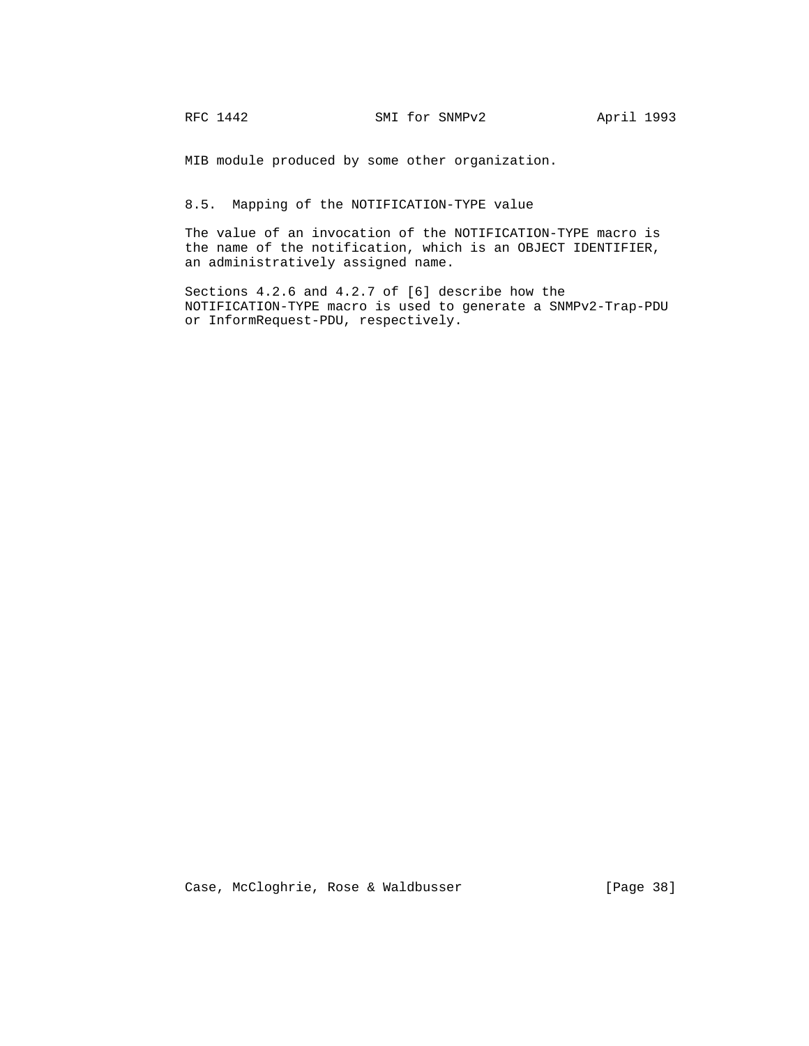MIB module produced by some other organization.

### 8.5. Mapping of the NOTIFICATION-TYPE value

The value of an invocation of the NOTIFICATION-TYPE macro is the name of the notification, which is an OBJECT IDENTIFIER, an administratively assigned name.

Sections 4.2.6 and 4.2.7 of [6] describe how the NOTIFICATION-TYPE macro is used to generate a SNMPv2-Trap-PDU or InformRequest-PDU, respectively.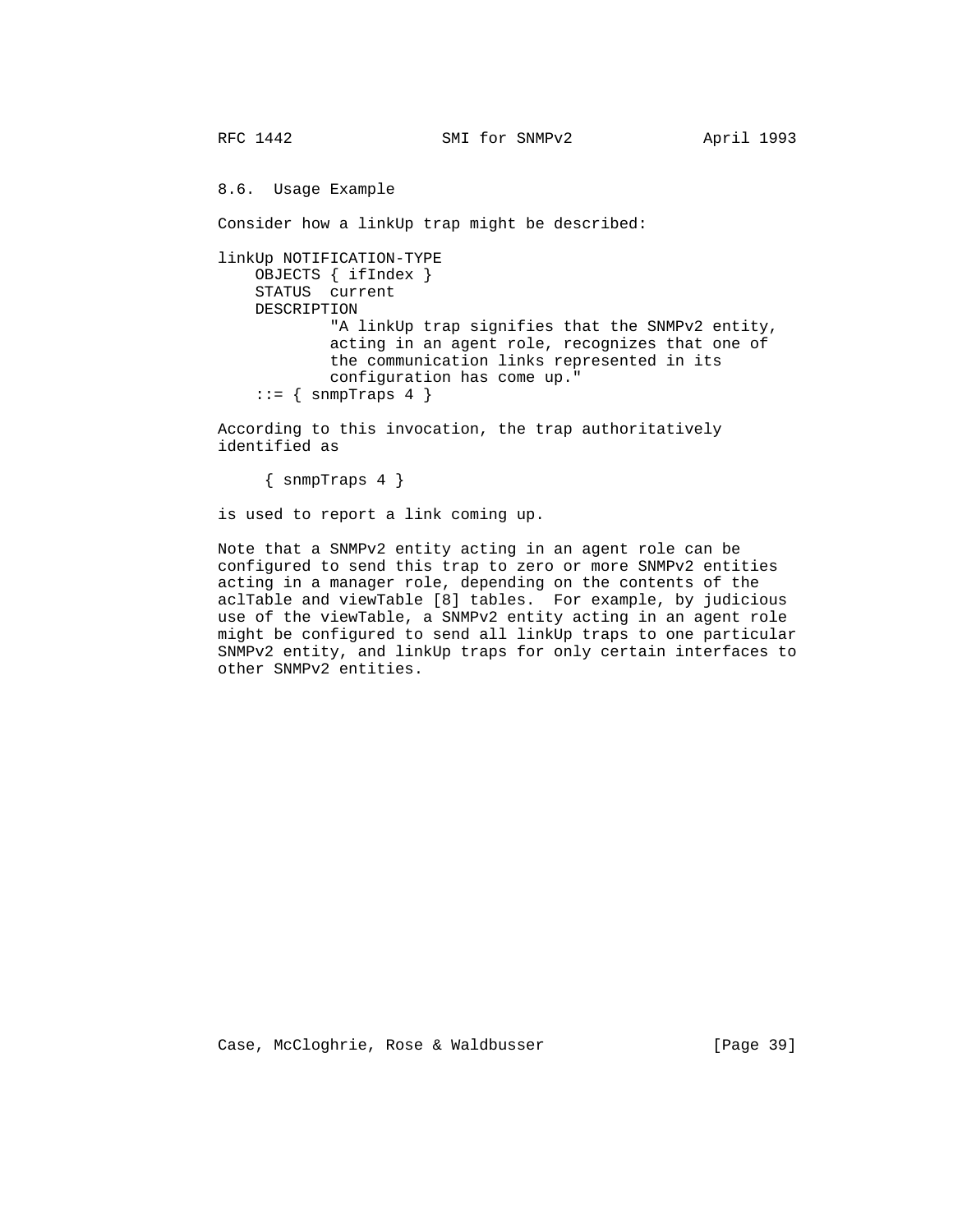## 8.6. Usage Example

Consider how a linkUp trap might be described:

```
linkUp NOTIFICATION-TYPE
    OBJECTS { ifIndex }
    STATUS  current
    DESCRIPTION
            "A linkUp trap signifies that the SNMPv2 entity,
            acting in an agent role, recognizes that one of
            the communication links represented in its
            configuration has come up."
    ::= { snmpTraps 4 }
```

According to this invocation, the trap authoritatively identified as

```
     { snmpTraps 4 }
```

is used to report a link coming up.

Note that a SNMPv2 entity acting in an agent role can be configured to send this trap to zero or more SNMPv2 entities acting in a manager role, depending on the contents of the aclTable and viewTable [8] tables. For example, by judicious use of the viewTable, a SNMPv2 entity acting in an agent role might be configured to send all linkUp traps to one particular SNMPv2 entity, and linkUp traps for only certain interfaces to other SNMPv2 entities.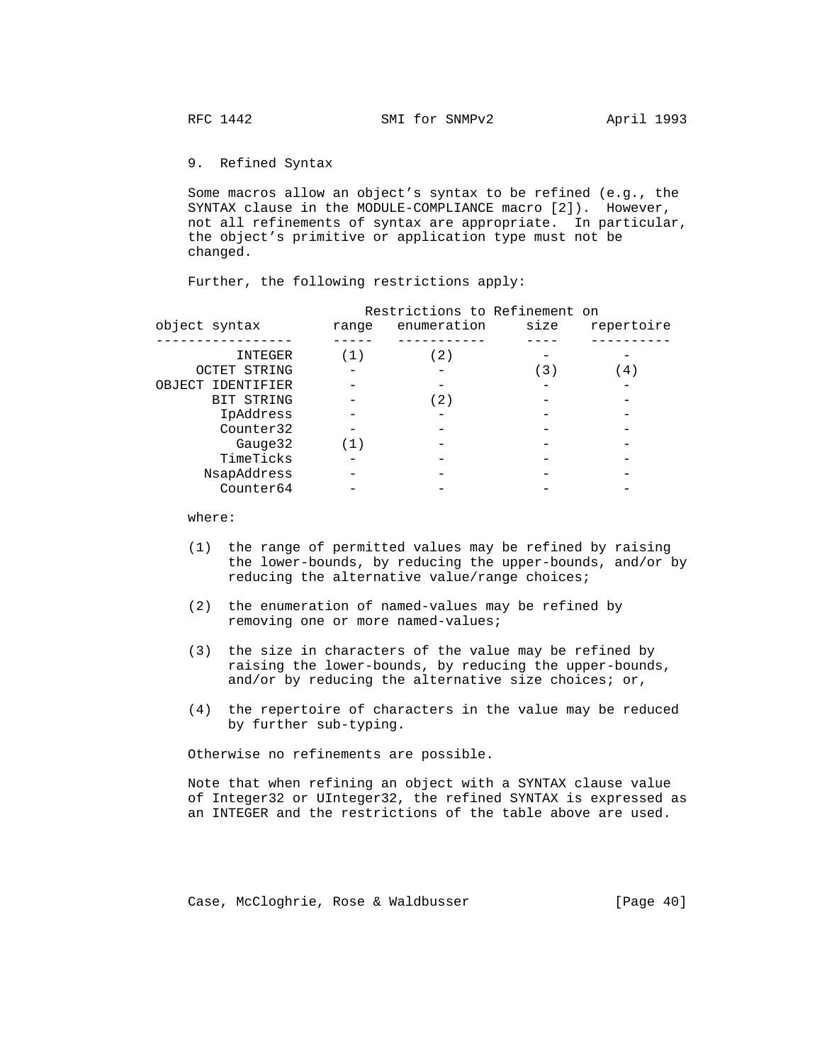## 9. Refined Syntax

Some macros allow an object’s syntax to be refined (e.g., the SYNTAX clause in the MODULE-COMPLIANCE macro [2]). However, not all refinements of syntax are appropriate. In particular, the object’s primitive or application type must not be changed.

Further, the following restrictions apply:

| object syntax | Restrictions to Refinement on range | enumeration | size | repertoire |
|---|---|---|---|---|
| INTEGER | (1) | (2) | - | - |
| OCTET STRING | - | - | (3) | (4) |
| OBJECT IDENTIFIER | - | - | - | - |
| BIT STRING | - | (2) | - | - |
| IpAddress | - | - | - | - |
| Counter32 | - | - | - | - |
| Gauge32 | (1) | - | - | - |
| TimeTicks | - | - | - | - |
| NsapAddress | - | - | - | - |
| Counter64 | - | - | - | - |

where:

(1) the range of permitted values may be refined by raising the lower-bounds, by reducing the upper-bounds, and/or by reducing the alternative value/range choices;

(2) the enumeration of named-values may be refined by removing one or more named-values;

(3) the size in characters of the value may be refined by raising the lower-bounds, by reducing the upper-bounds, and/or by reducing the alternative size choices; or,

(4) the repertoire of characters in the value may be reduced by further sub-typing.

Otherwise no refinements are possible.

Note that when refining an object with a SYNTAX clause value of Integer32 or UInteger32, the refined SYNTAX is expressed as an INTEGER and the restrictions of the table above are used.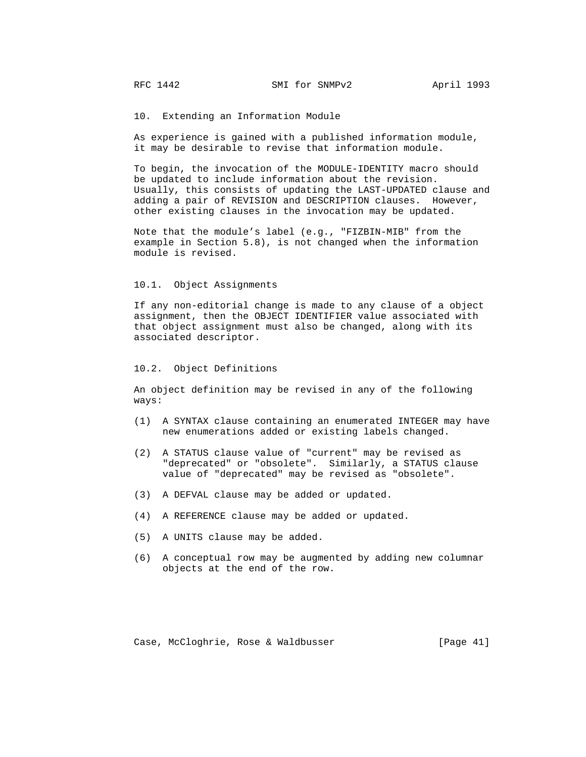## 10. Extending an Information Module

As experience is gained with a published information module, it may be desirable to revise that information module.

To begin, the invocation of the MODULE-IDENTITY macro should be updated to include information about the revision. Usually, this consists of updating the LAST-UPDATED clause and adding a pair of REVISION and DESCRIPTION clauses. However, other existing clauses in the invocation may be updated.

Note that the module's label (e.g., "FIZBIN-MIB" from the example in Section 5.8), is not changed when the information module is revised.

### 10.1. Object Assignments

If any non-editorial change is made to any clause of a object assignment, then the OBJECT IDENTIFIER value associated with that object assignment must also be changed, along with its associated descriptor.

### 10.2. Object Definitions

An object definition may be revised in any of the following ways:

(1) A SYNTAX clause containing an enumerated INTEGER may have new enumerations added or existing labels changed.

(2) A STATUS clause value of "current" may be revised as "deprecated" or "obsolete". Similarly, a STATUS clause value of "deprecated" may be revised as "obsolete".

(3) A DEFVAL clause may be added or updated.

(4) A REFERENCE clause may be added or updated.

(5) A UNITS clause may be added.

(6) A conceptual row may be augmented by adding new columnar objects at the end of the row.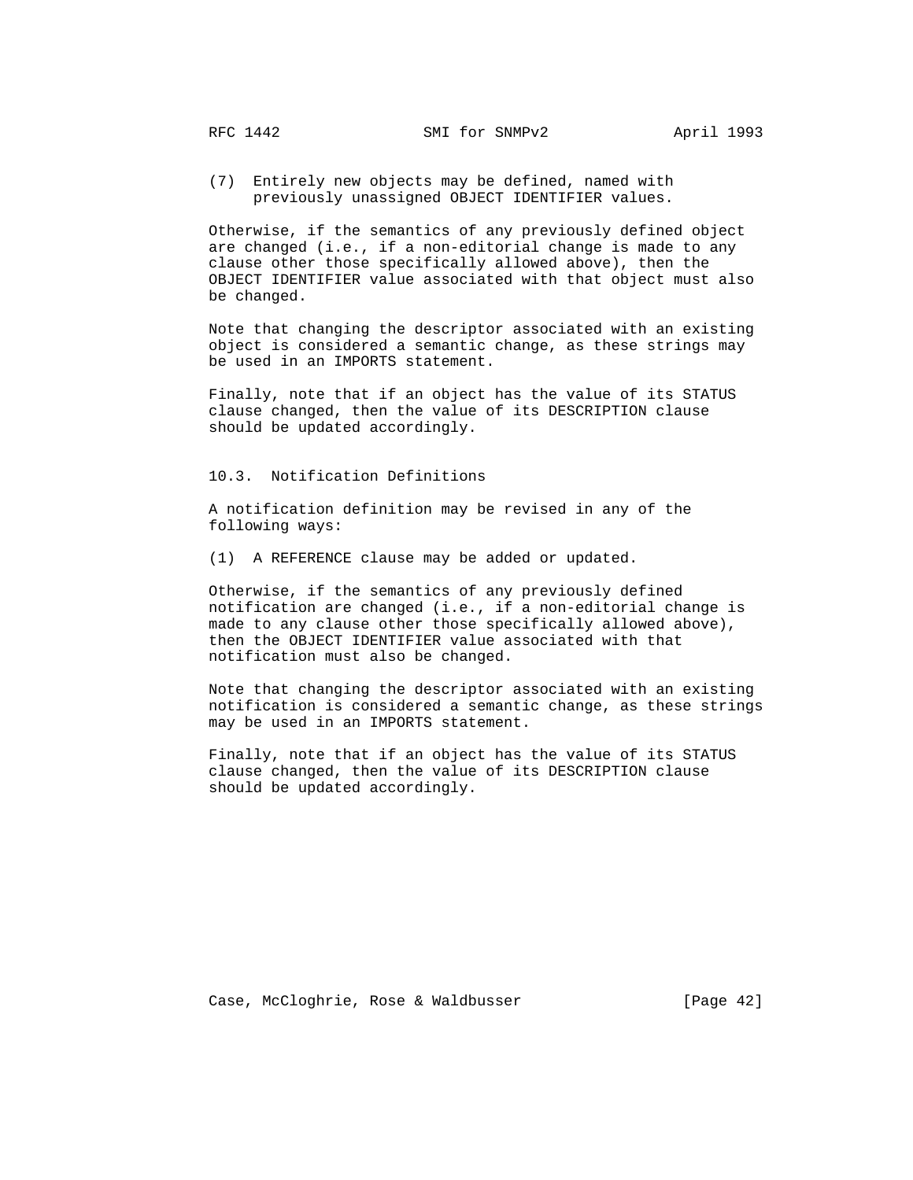(7) Entirely new objects may be defined, named with previously unassigned OBJECT IDENTIFIER values.

Otherwise, if the semantics of any previously defined object are changed (i.e., if a non-editorial change is made to any clause other those specifically allowed above), then the OBJECT IDENTIFIER value associated with that object must also be changed.

Note that changing the descriptor associated with an existing object is considered a semantic change, as these strings may be used in an IMPORTS statement.

Finally, note that if an object has the value of its STATUS clause changed, then the value of its DESCRIPTION clause should be updated accordingly.

### 10.3. Notification Definitions

A notification definition may be revised in any of the following ways:

(1) A REFERENCE clause may be added or updated.

Otherwise, if the semantics of any previously defined notification are changed (i.e., if a non-editorial change is made to any clause other those specifically allowed above), then the OBJECT IDENTIFIER value associated with that notification must also be changed.

Note that changing the descriptor associated with an existing notification is considered a semantic change, as these strings may be used in an IMPORTS statement.

Finally, note that if an object has the value of its STATUS clause changed, then the value of its DESCRIPTION clause should be updated accordingly.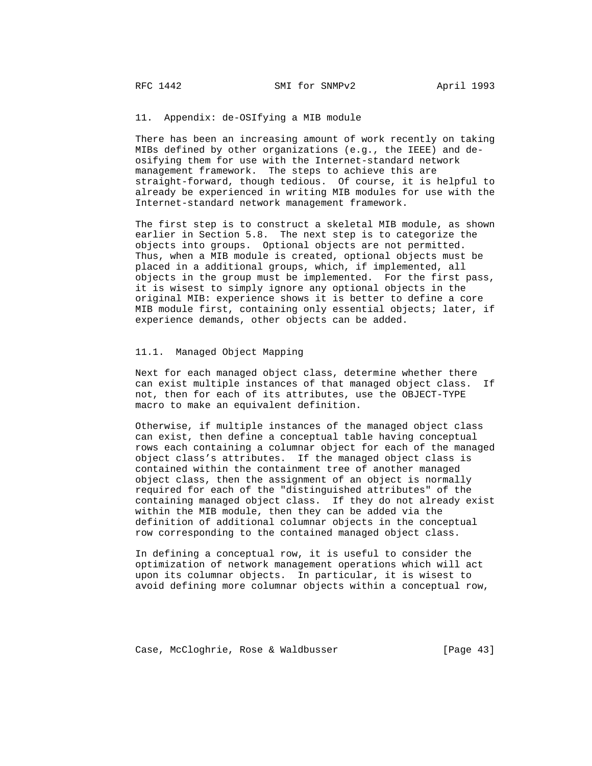## 11. Appendix: de-OSIfying a MIB module

There has been an increasing amount of work recently on taking MIBs defined by other organizations (e.g., the IEEE) and de-osifying them for use with the Internet-standard network management framework. The steps to achieve this are straight-forward, though tedious. Of course, it is helpful to already be experienced in writing MIB modules for use with the Internet-standard network management framework.

The first step is to construct a skeletal MIB module, as shown earlier in Section 5.8. The next step is to categorize the objects into groups. Optional objects are not permitted. Thus, when a MIB module is created, optional objects must be placed in a additional groups, which, if implemented, all objects in the group must be implemented. For the first pass, it is wisest to simply ignore any optional objects in the original MIB: experience shows it is better to define a core MIB module first, containing only essential objects; later, if experience demands, other objects can be added.

### 11.1. Managed Object Mapping

Next for each managed object class, determine whether there can exist multiple instances of that managed object class. If not, then for each of its attributes, use the OBJECT-TYPE macro to make an equivalent definition.

Otherwise, if multiple instances of the managed object class can exist, then define a conceptual table having conceptual rows each containing a columnar object for each of the managed object class's attributes. If the managed object class is contained within the containment tree of another managed object class, then the assignment of an object is normally required for each of the "distinguished attributes" of the containing managed object class. If they do not already exist within the MIB module, then they can be added via the definition of additional columnar objects in the conceptual row corresponding to the contained managed object class.

In defining a conceptual row, it is useful to consider the optimization of network management operations which will act upon its columnar objects. In particular, it is wisest to avoid defining more columnar objects within a conceptual row,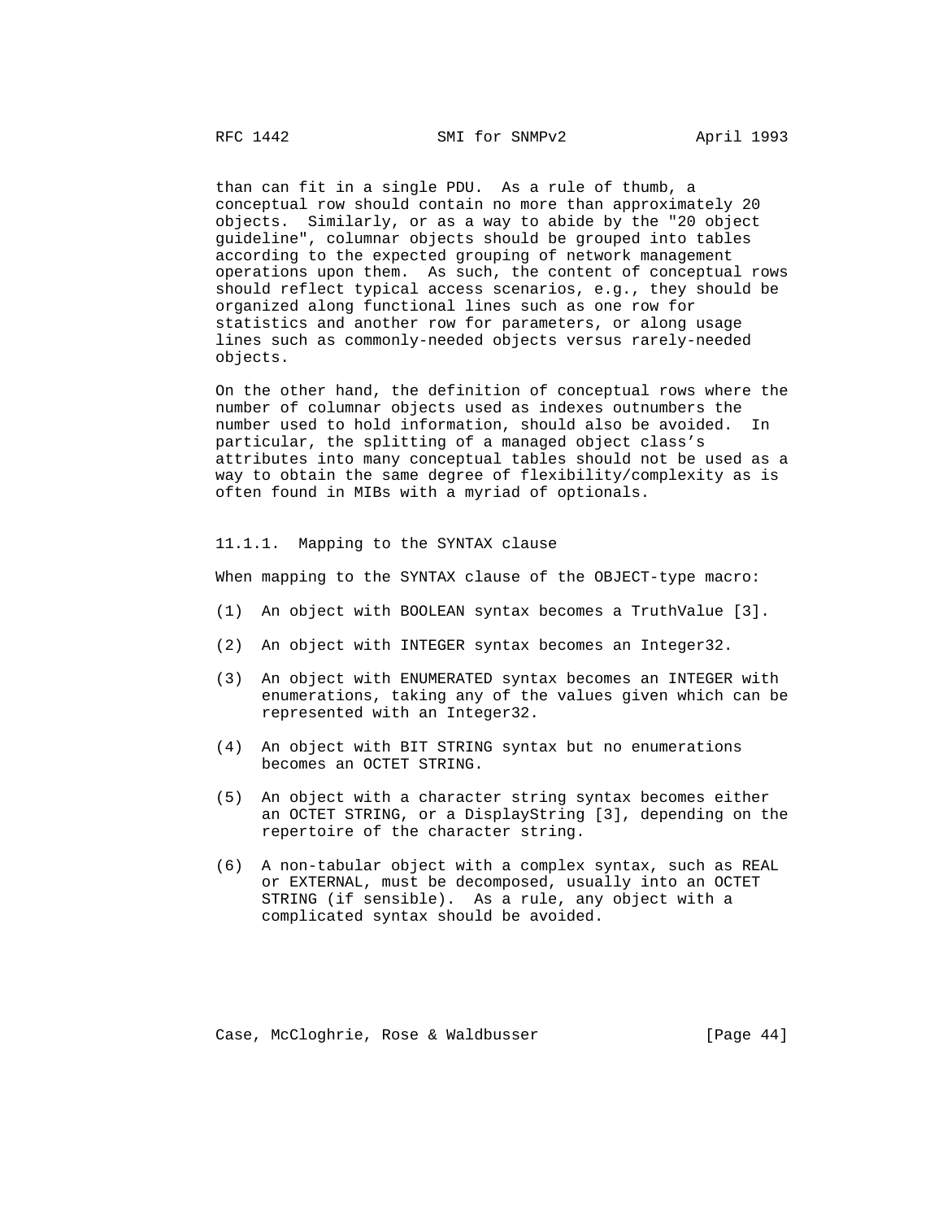than can fit in a single PDU. As a rule of thumb, a conceptual row should contain no more than approximately 20 objects. Similarly, or as a way to abide by the "20 object guideline", columnar objects should be grouped into tables according to the expected grouping of network management operations upon them. As such, the content of conceptual rows should reflect typical access scenarios, e.g., they should be organized along functional lines such as one row for statistics and another row for parameters, or along usage lines such as commonly-needed objects versus rarely-needed objects.

On the other hand, the definition of conceptual rows where the number of columnar objects used as indexes outnumbers the number used to hold information, should also be avoided. In particular, the splitting of a managed object class's attributes into many conceptual tables should not be used as a way to obtain the same degree of flexibility/complexity as is often found in MIBs with a myriad of optionals.

#### 11.1.1. Mapping to the SYNTAX clause

When mapping to the SYNTAX clause of the OBJECT-type macro:

(1) An object with BOOLEAN syntax becomes a TruthValue [3].

(2) An object with INTEGER syntax becomes an Integer32.

(3) An object with ENUMERATED syntax becomes an INTEGER with enumerations, taking any of the values given which can be represented with an Integer32.

(4) An object with BIT STRING syntax but no enumerations becomes an OCTET STRING.

(5) An object with a character string syntax becomes either an OCTET STRING, or a DisplayString [3], depending on the repertoire of the character string.

(6) A non-tabular object with a complex syntax, such as REAL or EXTERNAL, must be decomposed, usually into an OCTET STRING (if sensible). As a rule, any object with a complicated syntax should be avoided.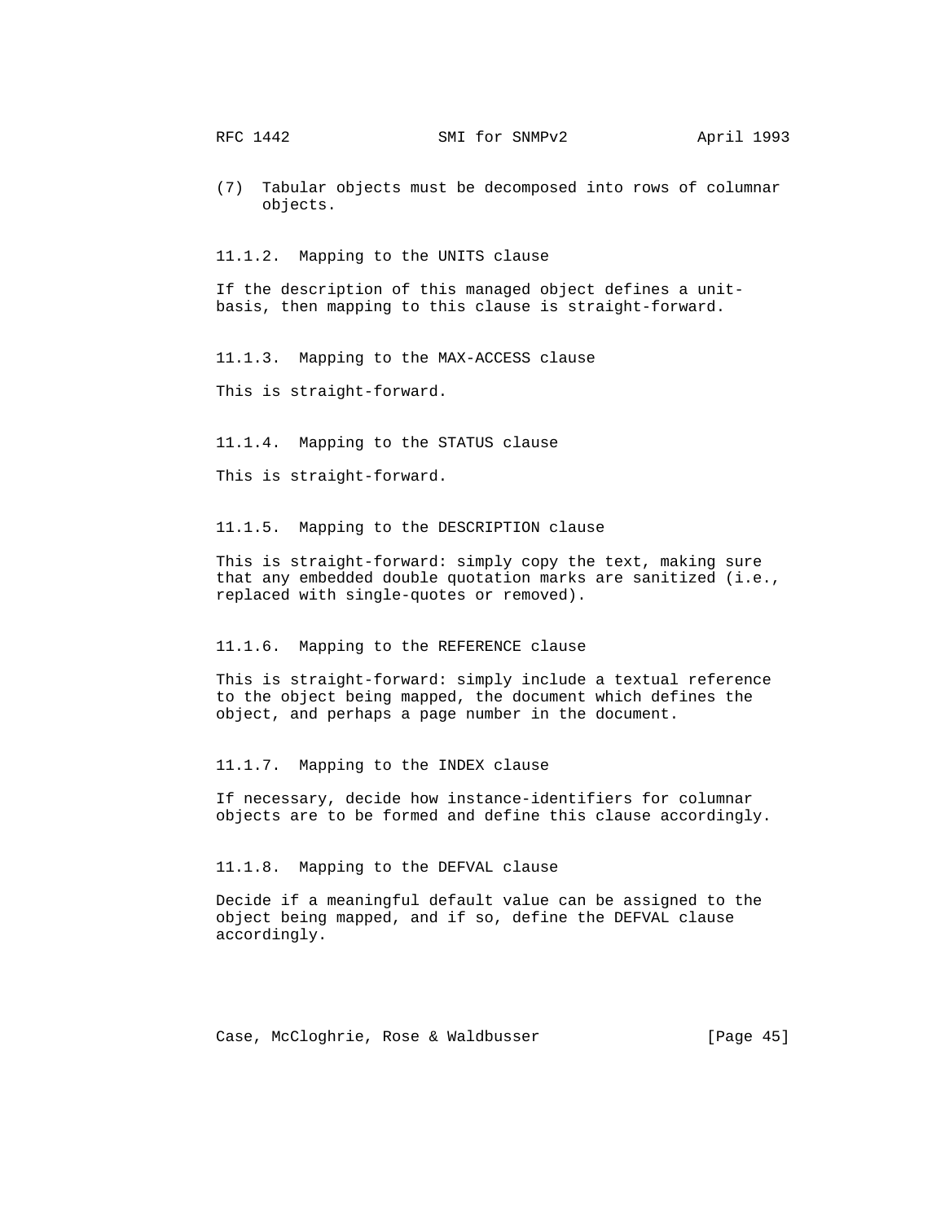(7)  Tabular objects must be decomposed into rows of columnar objects.

### 11.1.2.  Mapping to the UNITS clause

If the description of this managed object defines a unit-basis, then mapping to this clause is straight-forward.

### 11.1.3.  Mapping to the MAX-ACCESS clause

This is straight-forward.

### 11.1.4.  Mapping to the STATUS clause

This is straight-forward.

### 11.1.5.  Mapping to the DESCRIPTION clause

This is straight-forward: simply copy the text, making sure that any embedded double quotation marks are sanitized (i.e., replaced with single-quotes or removed).

### 11.1.6.  Mapping to the REFERENCE clause

This is straight-forward: simply include a textual reference to the object being mapped, the document which defines the object, and perhaps a page number in the document.

### 11.1.7.  Mapping to the INDEX clause

If necessary, decide how instance-identifiers for columnar objects are to be formed and define this clause accordingly.

### 11.1.8.  Mapping to the DEFVAL clause

Decide if a meaningful default value can be assigned to the object being mapped, and if so, define the DEFVAL clause accordingly.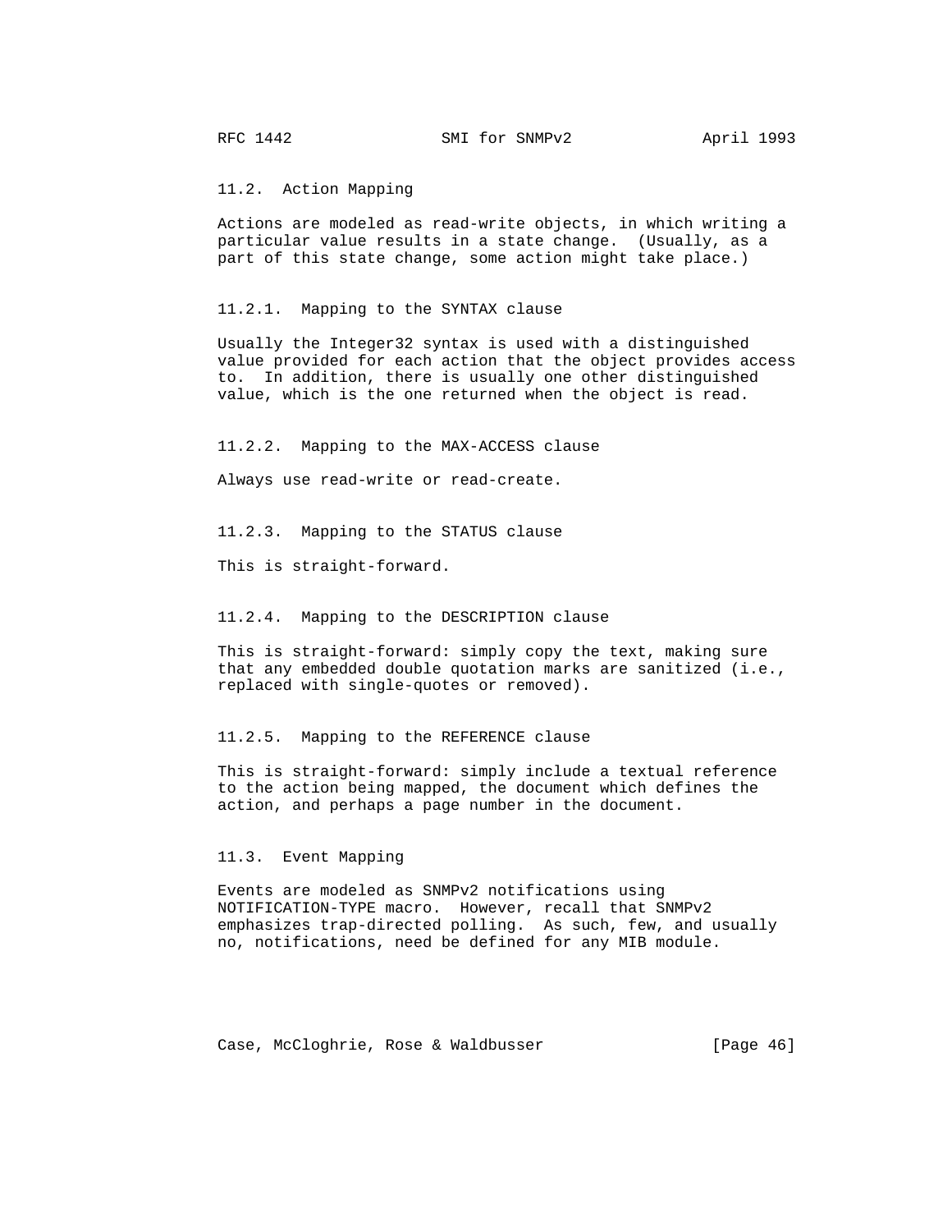### 11.2. Action Mapping

Actions are modeled as read-write objects, in which writing a particular value results in a state change. (Usually, as a part of this state change, some action might take place.)

#### 11.2.1. Mapping to the SYNTAX clause

Usually the Integer32 syntax is used with a distinguished value provided for each action that the object provides access to. In addition, there is usually one other distinguished value, which is the one returned when the object is read.

#### 11.2.2. Mapping to the MAX-ACCESS clause

Always use read-write or read-create.

#### 11.2.3. Mapping to the STATUS clause

This is straight-forward.

#### 11.2.4. Mapping to the DESCRIPTION clause

This is straight-forward: simply copy the text, making sure that any embedded double quotation marks are sanitized (i.e., replaced with single-quotes or removed).

#### 11.2.5. Mapping to the REFERENCE clause

This is straight-forward: simply include a textual reference to the action being mapped, the document which defines the action, and perhaps a page number in the document.

### 11.3. Event Mapping

Events are modeled as SNMPv2 notifications using NOTIFICATION-TYPE macro. However, recall that SNMPv2 emphasizes trap-directed polling. As such, few, and usually no, notifications, need be defined for any MIB module.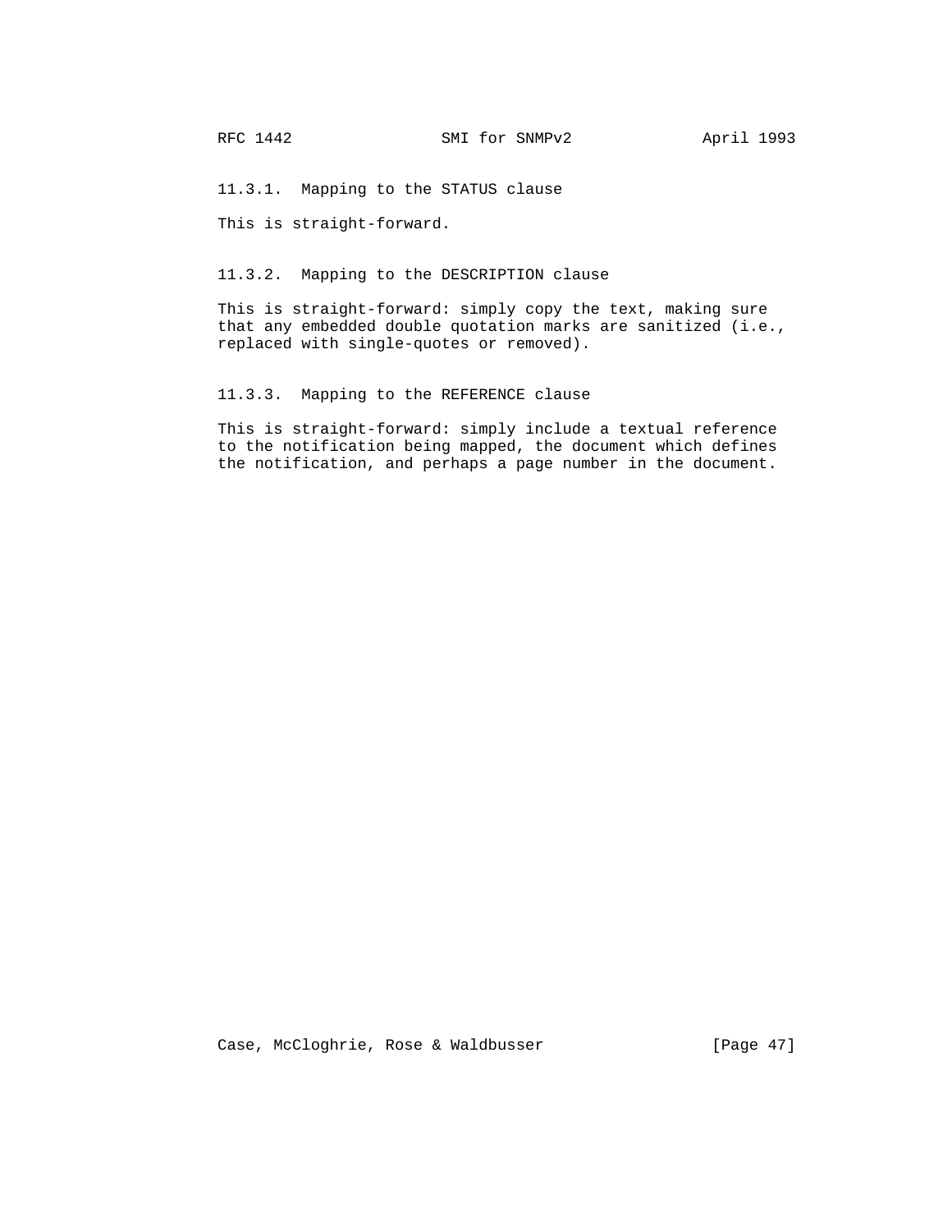#### 11.3.1. Mapping to the STATUS clause

This is straight-forward.

#### 11.3.2. Mapping to the DESCRIPTION clause

This is straight-forward: simply copy the text, making sure that any embedded double quotation marks are sanitized (i.e., replaced with single-quotes or removed).

#### 11.3.3. Mapping to the REFERENCE clause

This is straight-forward: simply include a textual reference to the notification being mapped, the document which defines the notification, and perhaps a page number in the document.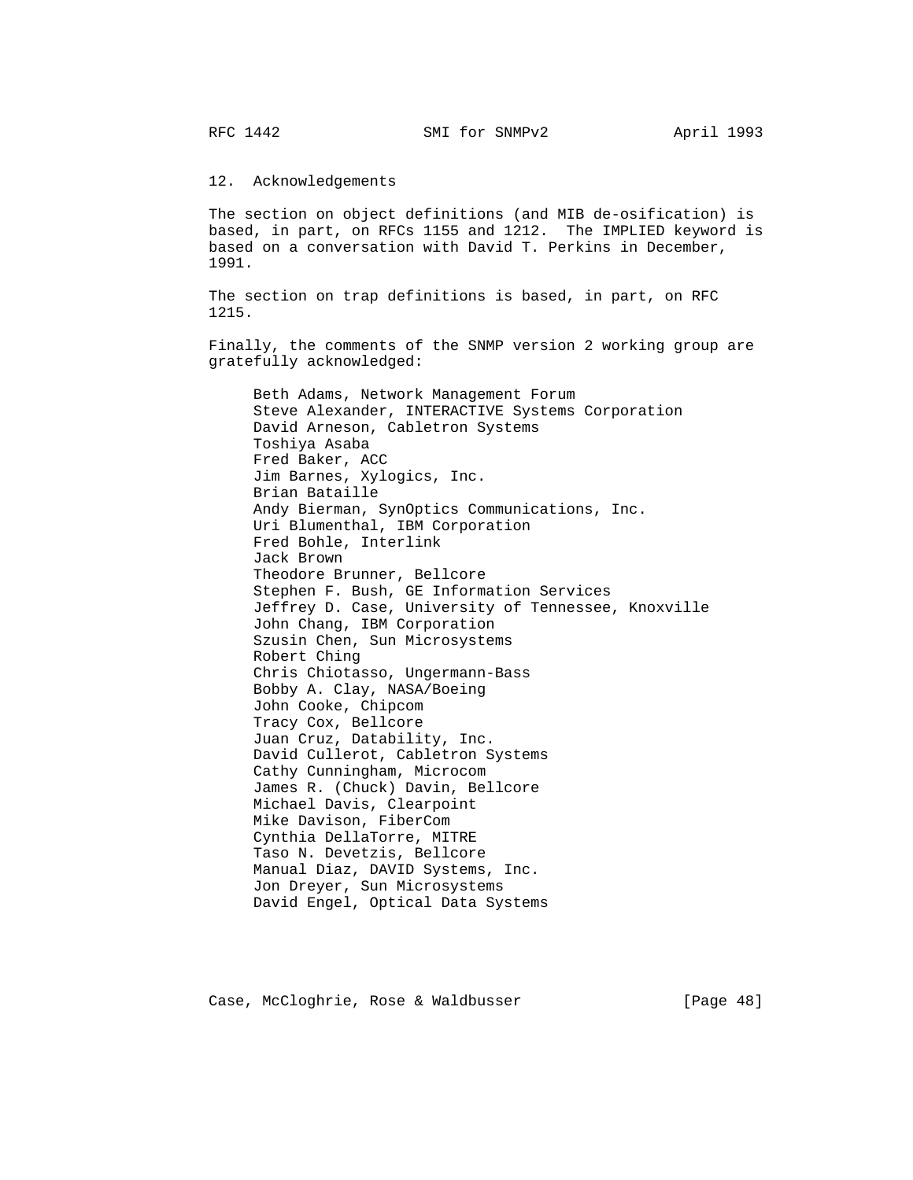## 12. Acknowledgements

The section on object definitions (and MIB de-osification) is based, in part, on RFCs 1155 and 1212. The IMPLIED keyword is based on a conversation with David T. Perkins in December, 1991.

The section on trap definitions is based, in part, on RFC 1215.

Finally, the comments of the SNMP version 2 working group are gratefully acknowledged:

Beth Adams, Network Management Forum
Steve Alexander, INTERACTIVE Systems Corporation
David Arneson, Cabletron Systems
Toshiya Asaba
Fred Baker, ACC
Jim Barnes, Xylogics, Inc.
Brian Bataille
Andy Bierman, SynOptics Communications, Inc.
Uri Blumenthal, IBM Corporation
Fred Bohle, Interlink
Jack Brown
Theodore Brunner, Bellcore
Stephen F. Bush, GE Information Services
Jeffrey D. Case, University of Tennessee, Knoxville
John Chang, IBM Corporation
Szusin Chen, Sun Microsystems
Robert Ching
Chris Chiotasso, Ungermann-Bass
Bobby A. Clay, NASA/Boeing
John Cooke, Chipcom
Tracy Cox, Bellcore
Juan Cruz, Datability, Inc.
David Cullerot, Cabletron Systems
Cathy Cunningham, Microcom
James R. (Chuck) Davin, Bellcore
Michael Davis, Clearpoint
Mike Davison, FiberCom
Cynthia DellaTorre, MITRE
Taso N. Devetzis, Bellcore
Manual Diaz, DAVID Systems, Inc.
Jon Dreyer, Sun Microsystems
David Engel, Optical Data Systems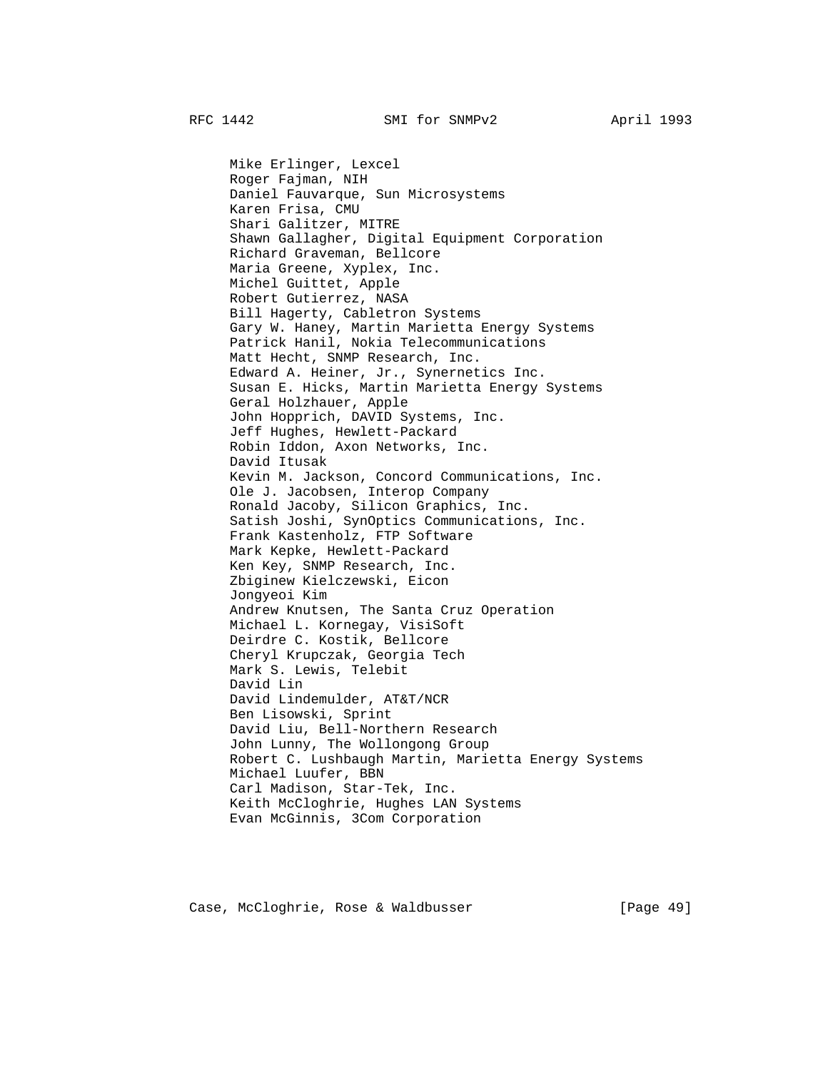Mike Erlinger, Lexcel
Roger Fajman, NIH
Daniel Fauvarque, Sun Microsystems
Karen Frisa, CMU
Shari Galitzer, MITRE
Shawn Gallagher, Digital Equipment Corporation
Richard Graveman, Bellcore
Maria Greene, Xyplex, Inc.
Michel Guittet, Apple
Robert Gutierrez, NASA
Bill Hagerty, Cabletron Systems
Gary W. Haney, Martin Marietta Energy Systems
Patrick Hanil, Nokia Telecommunications
Matt Hecht, SNMP Research, Inc.
Edward A. Heiner, Jr., Synernetics Inc.
Susan E. Hicks, Martin Marietta Energy Systems
Geral Holzhauer, Apple
John Hopprich, DAVID Systems, Inc.
Jeff Hughes, Hewlett-Packard
Robin Iddon, Axon Networks, Inc.
David Itusak
Kevin M. Jackson, Concord Communications, Inc.
Ole J. Jacobsen, Interop Company
Ronald Jacoby, Silicon Graphics, Inc.
Satish Joshi, SynOptics Communications, Inc.
Frank Kastenholz, FTP Software
Mark Kepke, Hewlett-Packard
Ken Key, SNMP Research, Inc.
Zbiginew Kielczewski, Eicon
Jongyeoi Kim
Andrew Knutsen, The Santa Cruz Operation
Michael L. Kornegay, VisiSoft
Deirdre C. Kostik, Bellcore
Cheryl Krupczak, Georgia Tech
Mark S. Lewis, Telebit
David Lin
David Lindemulder, AT&T/NCR
Ben Lisowski, Sprint
David Liu, Bell-Northern Research
John Lunny, The Wollongong Group
Robert C. Lushbaugh Martin, Marietta Energy Systems
Michael Luufer, BBN
Carl Madison, Star-Tek, Inc.
Keith McCloghrie, Hughes LAN Systems
Evan McGinnis, 3Com Corporation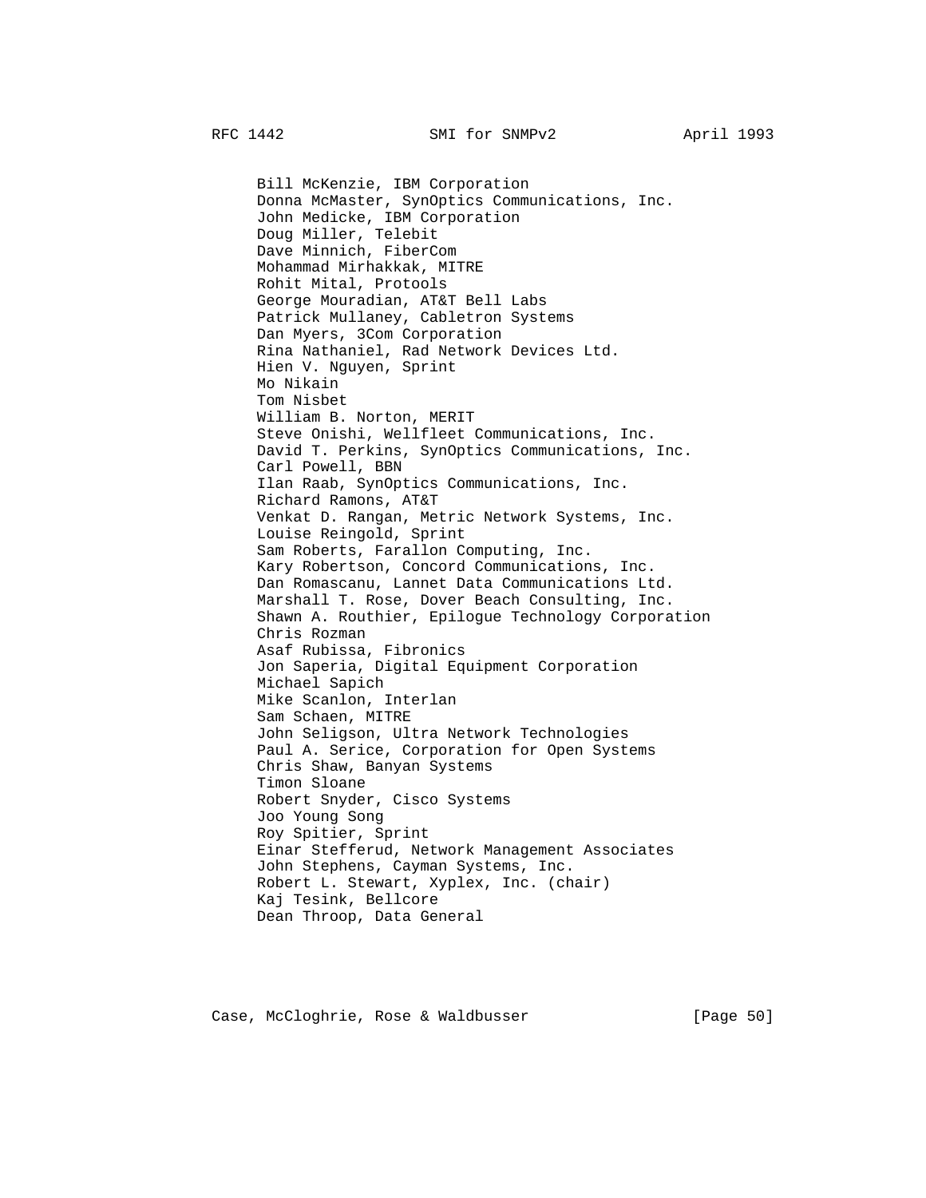Bill McKenzie, IBM Corporation
Donna McMaster, SynOptics Communications, Inc.
John Medicke, IBM Corporation
Doug Miller, Telebit
Dave Minnich, FiberCom
Mohammad Mirhakkak, MITRE
Rohit Mital, Protools
George Mouradian, AT&T Bell Labs
Patrick Mullaney, Cabletron Systems
Dan Myers, 3Com Corporation
Rina Nathaniel, Rad Network Devices Ltd.
Hien V. Nguyen, Sprint
Mo Nikain
Tom Nisbet
William B. Norton, MERIT
Steve Onishi, Wellfleet Communications, Inc.
David T. Perkins, SynOptics Communications, Inc.
Carl Powell, BBN
Ilan Raab, SynOptics Communications, Inc.
Richard Ramons, AT&T
Venkat D. Rangan, Metric Network Systems, Inc.
Louise Reingold, Sprint
Sam Roberts, Farallon Computing, Inc.
Kary Robertson, Concord Communications, Inc.
Dan Romascanu, Lannet Data Communications Ltd.
Marshall T. Rose, Dover Beach Consulting, Inc.
Shawn A. Routhier, Epilogue Technology Corporation
Chris Rozman
Asaf Rubissa, Fibronics
Jon Saperia, Digital Equipment Corporation
Michael Sapich
Mike Scanlon, Interlan
Sam Schaen, MITRE
John Seligson, Ultra Network Technologies
Paul A. Serice, Corporation for Open Systems
Chris Shaw, Banyan Systems
Timon Sloane
Robert Snyder, Cisco Systems
Joo Young Song
Roy Spitier, Sprint
Einar Stefferud, Network Management Associates
John Stephens, Cayman Systems, Inc.
Robert L. Stewart, Xyplex, Inc. (chair)
Kaj Tesink, Bellcore
Dean Throop, Data General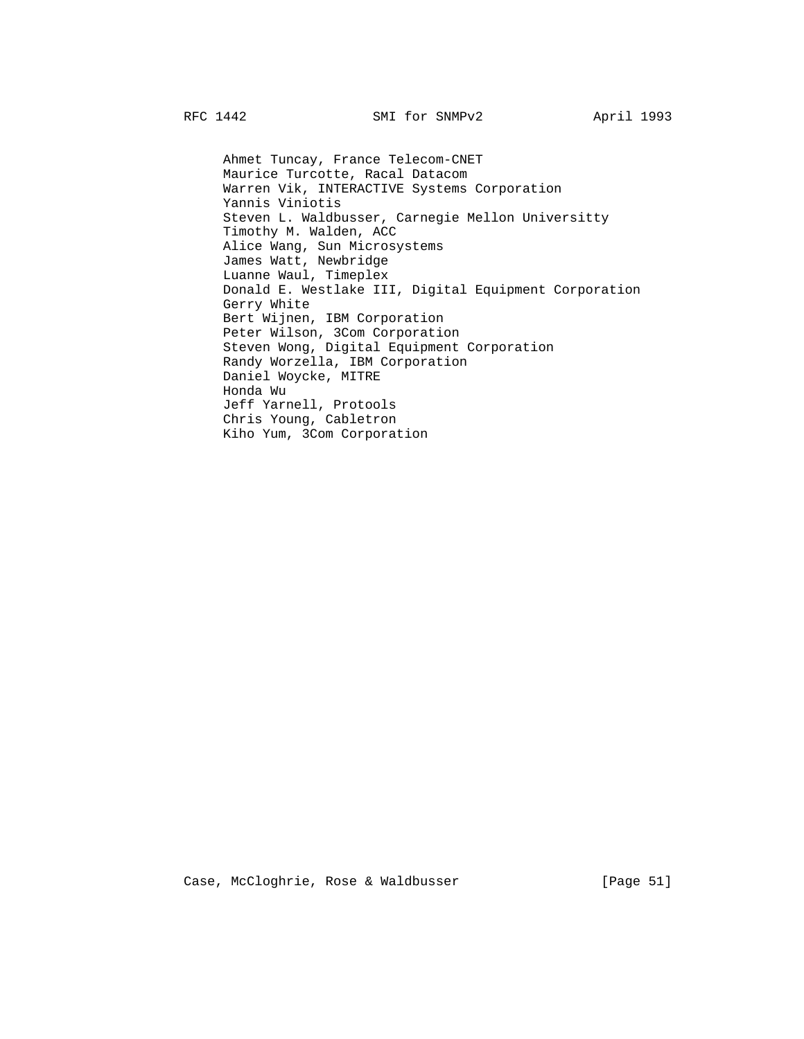Ahmet Tuncay, France Telecom-CNET
Maurice Turcotte, Racal Datacom
Warren Vik, INTERACTIVE Systems Corporation
Yannis Viniotis
Steven L. Waldbusser, Carnegie Mellon Universitty
Timothy M. Walden, ACC
Alice Wang, Sun Microsystems
James Watt, Newbridge
Luanne Waul, Timeplex
Donald E. Westlake III, Digital Equipment Corporation
Gerry White
Bert Wijnen, IBM Corporation
Peter Wilson, 3Com Corporation
Steven Wong, Digital Equipment Corporation
Randy Worzella, IBM Corporation
Daniel Woycke, MITRE
Honda Wu
Jeff Yarnell, Protools
Chris Young, Cabletron
Kiho Yum, 3Com Corporation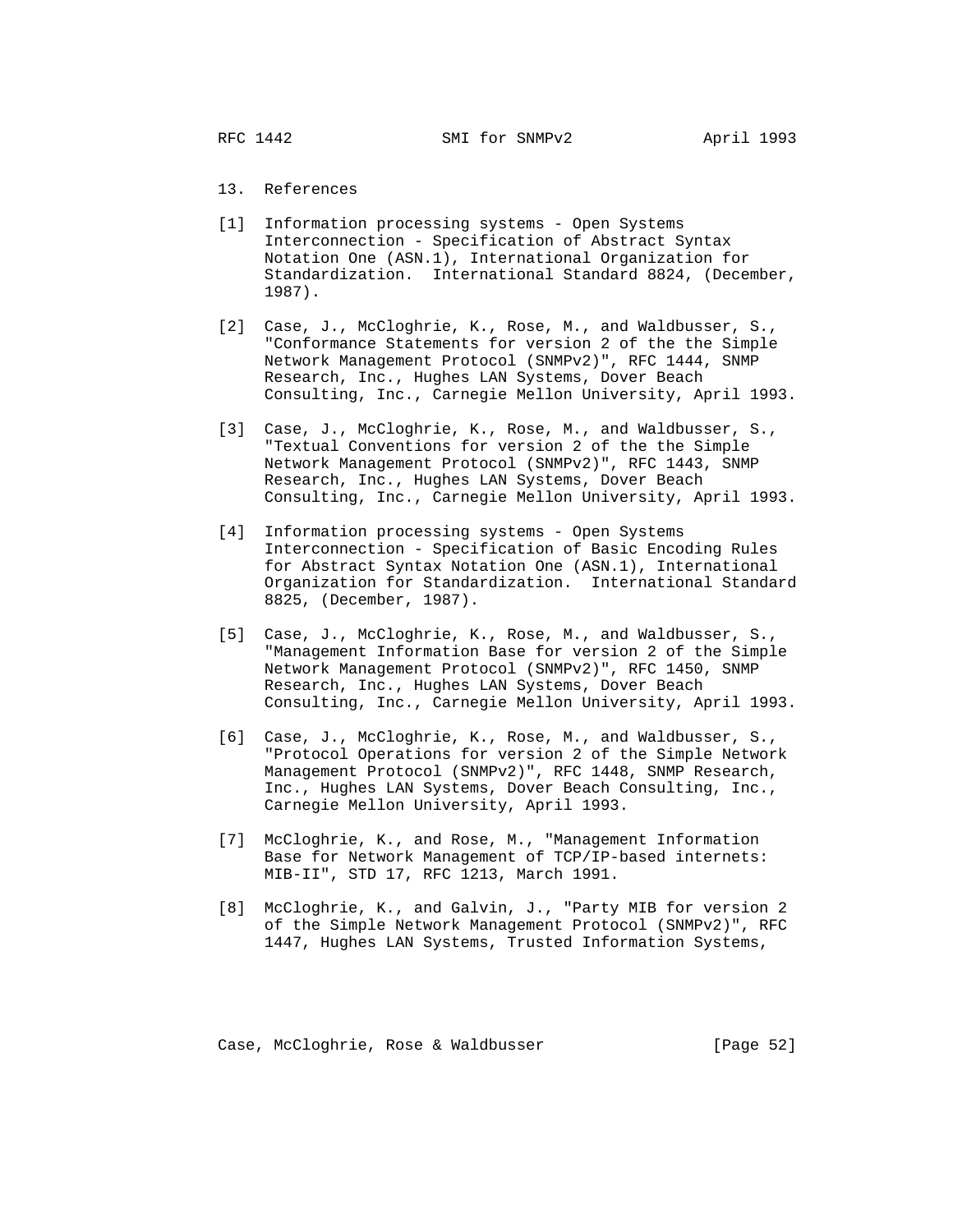## 13. References

[1] Information processing systems - Open Systems Interconnection - Specification of Abstract Syntax Notation One (ASN.1), International Organization for Standardization. International Standard 8824, (December, 1987).

[2] Case, J., McCloghrie, K., Rose, M., and Waldbusser, S., "Conformance Statements for version 2 of the the Simple Network Management Protocol (SNMPv2)", RFC 1444, SNMP Research, Inc., Hughes LAN Systems, Dover Beach Consulting, Inc., Carnegie Mellon University, April 1993.

[3] Case, J., McCloghrie, K., Rose, M., and Waldbusser, S., "Textual Conventions for version 2 of the the Simple Network Management Protocol (SNMPv2)", RFC 1443, SNMP Research, Inc., Hughes LAN Systems, Dover Beach Consulting, Inc., Carnegie Mellon University, April 1993.

[4] Information processing systems - Open Systems Interconnection - Specification of Basic Encoding Rules for Abstract Syntax Notation One (ASN.1), International Organization for Standardization. International Standard 8825, (December, 1987).

[5] Case, J., McCloghrie, K., Rose, M., and Waldbusser, S., "Management Information Base for version 2 of the Simple Network Management Protocol (SNMPv2)", RFC 1450, SNMP Research, Inc., Hughes LAN Systems, Dover Beach Consulting, Inc., Carnegie Mellon University, April 1993.

[6] Case, J., McCloghrie, K., Rose, M., and Waldbusser, S., "Protocol Operations for version 2 of the Simple Network Management Protocol (SNMPv2)", RFC 1448, SNMP Research, Inc., Hughes LAN Systems, Dover Beach Consulting, Inc., Carnegie Mellon University, April 1993.

[7] McCloghrie, K., and Rose, M., "Management Information Base for Network Management of TCP/IP-based internets: MIB-II", STD 17, RFC 1213, March 1991.

[8] McCloghrie, K., and Galvin, J., "Party MIB for version 2 of the Simple Network Management Protocol (SNMPv2)", RFC 1447, Hughes LAN Systems, Trusted Information Systems,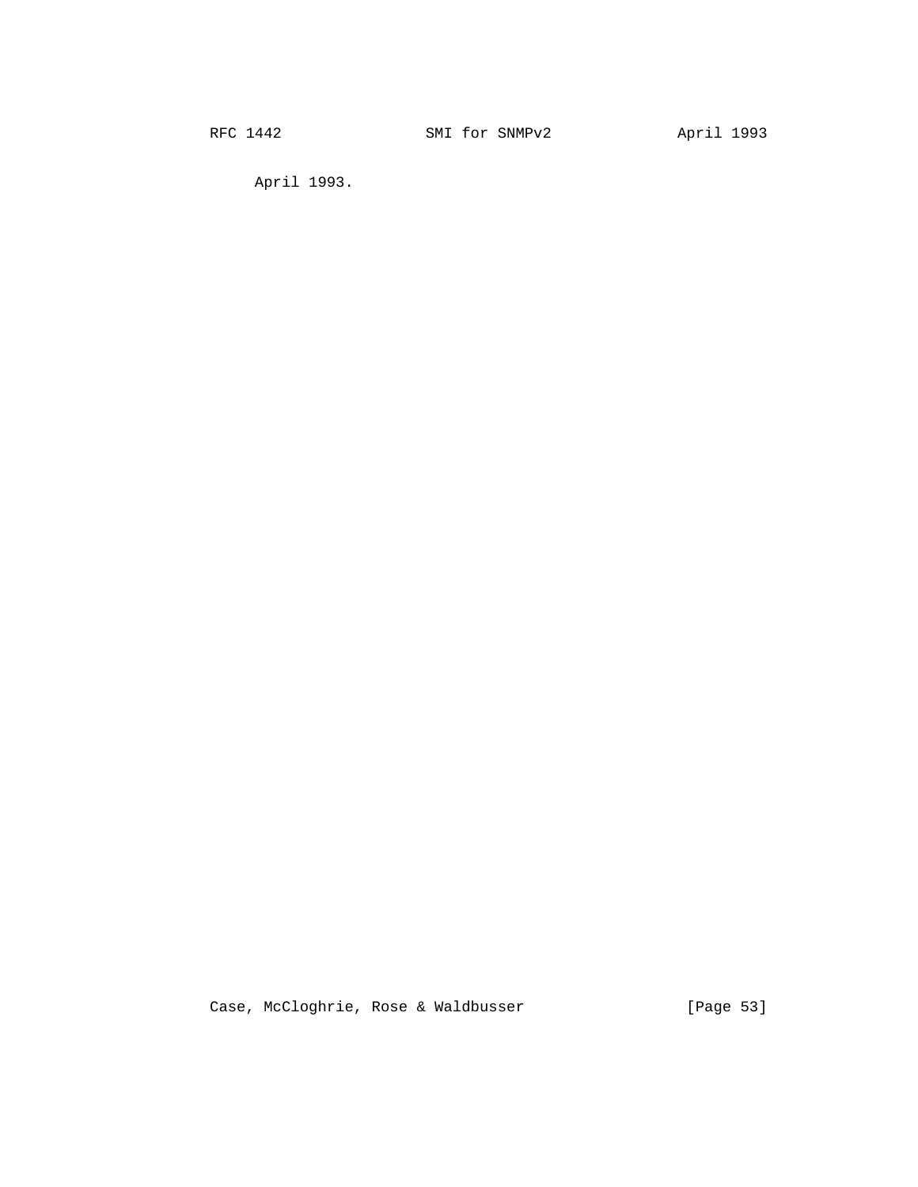April 1993.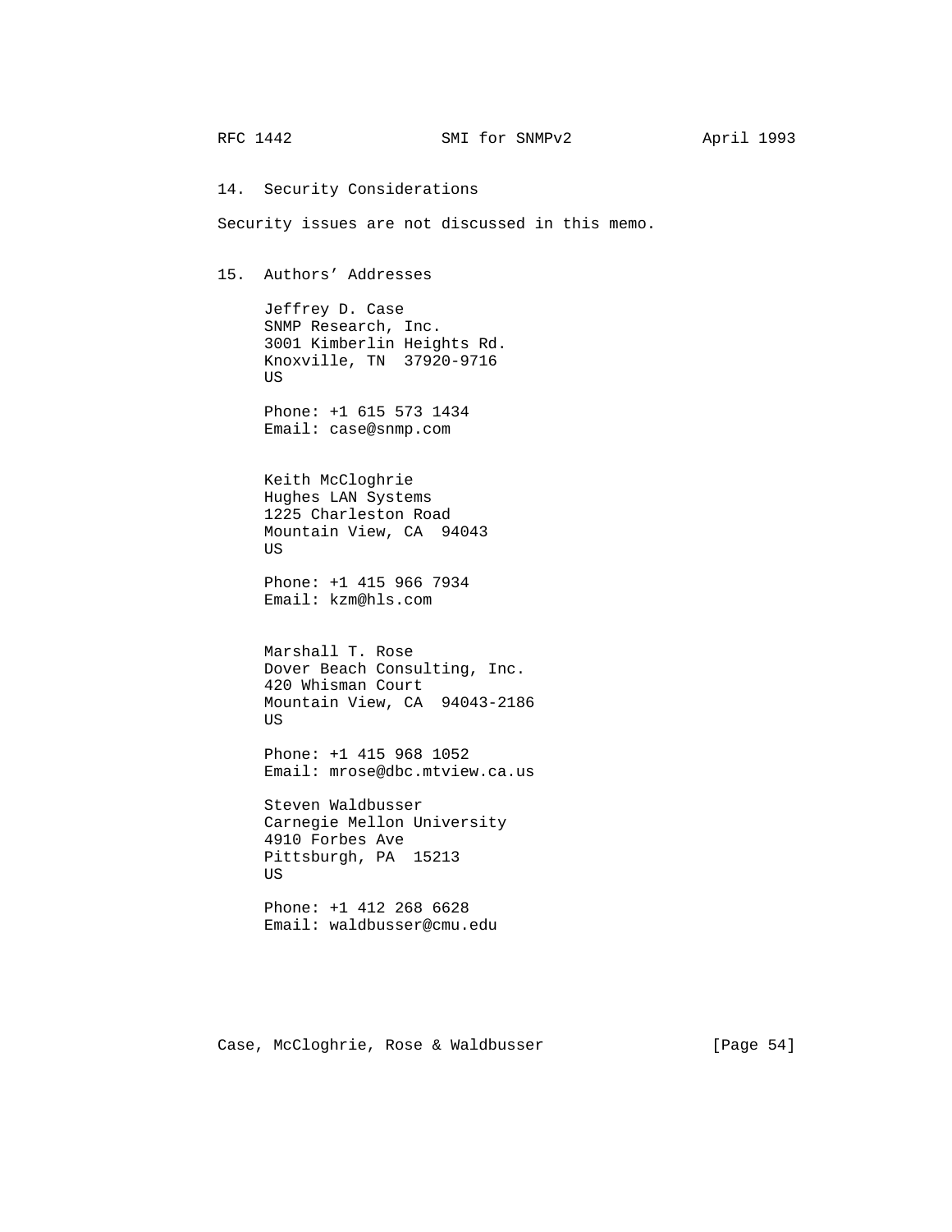## 14. Security Considerations

Security issues are not discussed in this memo.

## 15. Authors' Addresses

Jeffrey D. Case
SNMP Research, Inc.
3001 Kimberlin Heights Rd.
Knoxville, TN  37920-9716
US

Phone: +1 615 573 1434
Email: case@snmp.com

Keith McCloghrie
Hughes LAN Systems
1225 Charleston Road
Mountain View, CA  94043
US

Phone: +1 415 966 7934
Email: kzm@hls.com

Marshall T. Rose
Dover Beach Consulting, Inc.
420 Whisman Court
Mountain View, CA  94043-2186
US

Phone: +1 415 968 1052
Email: mrose@dbc.mtview.ca.us

Steven Waldbusser
Carnegie Mellon University
4910 Forbes Ave
Pittsburgh, PA  15213
US

Phone: +1 412 268 6628
Email: waldbusser@cmu.edu